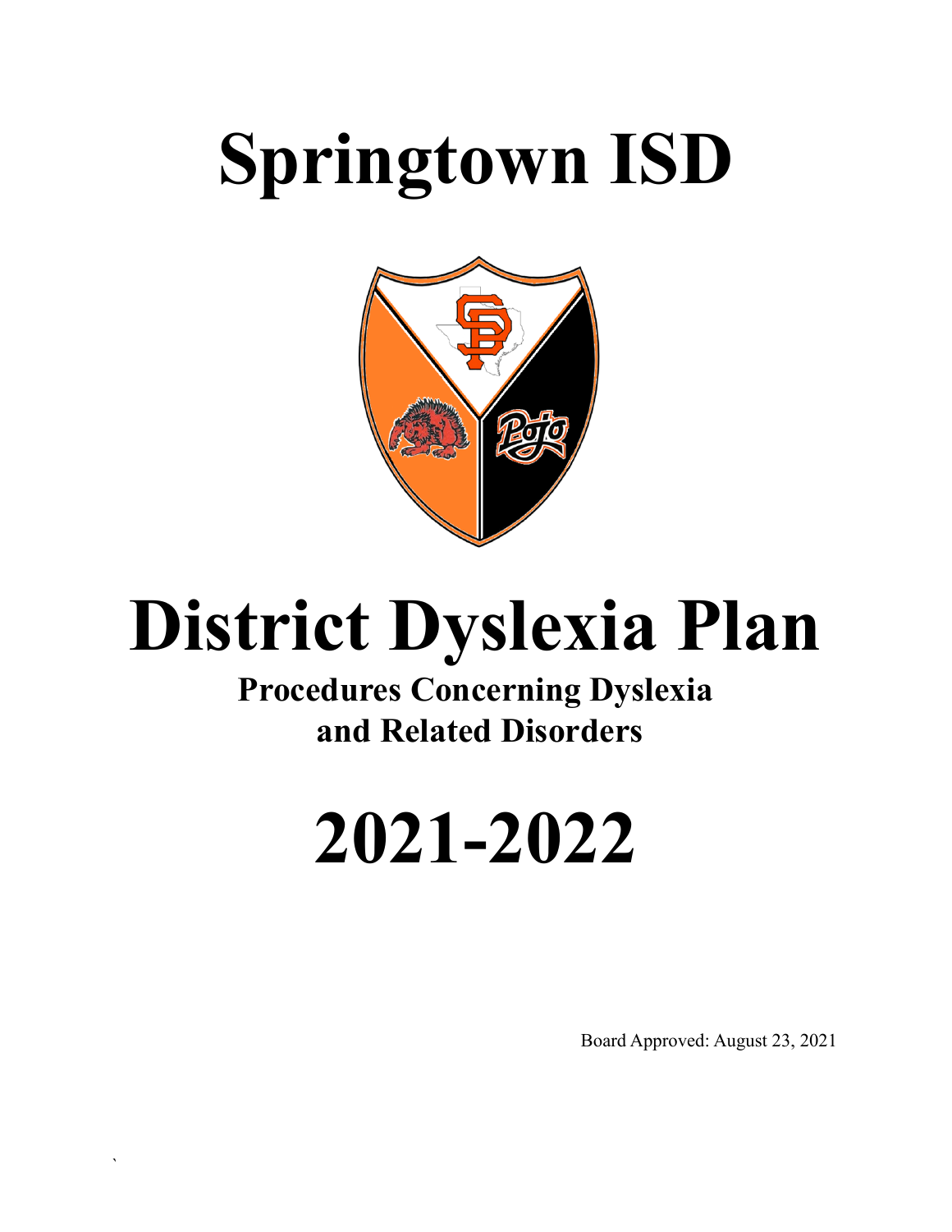# Springtown ISD

# District Dyslexia Plan

## Procedures Concerning Dyslexia and Related Disorders

# 2021-2022

Board Approved: August 23, 2021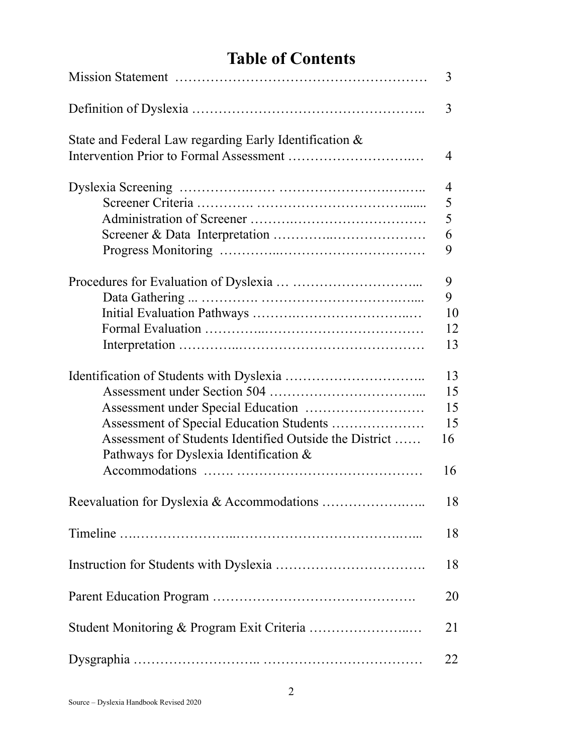# Table of Contents

| | |
|---|---|
| Mission Statement | 3 |
| Definition of Dyslexia | 3 |
| State and Federal Law regarding Early Identification & Intervention Prior to Formal Assessment | 4 |
| Dyslexia Screening | 4 |
| Screener Criteria | 5 |
| Administration of Screener | 5 |
| Screener & Data Interpretation | 6 |
| Progress Monitoring | 9 |
| Procedures for Evaluation of Dyslexia | 9 |
| Data Gathering | 9 |
| Initial Evaluation Pathways | 10 |
| Formal Evaluation | 12 |
| Interpretation | 13 |
| Identification of Students with Dyslexia | 13 |
| Assessment under Section 504 | 15 |
| Assessment under Special Education | 15 |
| Assessment of Special Education Students | 15 |
| Assessment of Students Identified Outside the District | 16 |
| Pathways for Dyslexia Identification & Accommodations | 16 |
| Reevaluation for Dyslexia & Accommodations | 18 |
| Timeline | 18 |
| Instruction for Students with Dyslexia | 18 |
| Parent Education Program | 20 |
| Student Monitoring & Program Exit Criteria | 21 |
| Dysgraphia | 22 |

Source – Dyslexia Handbook Revised 2020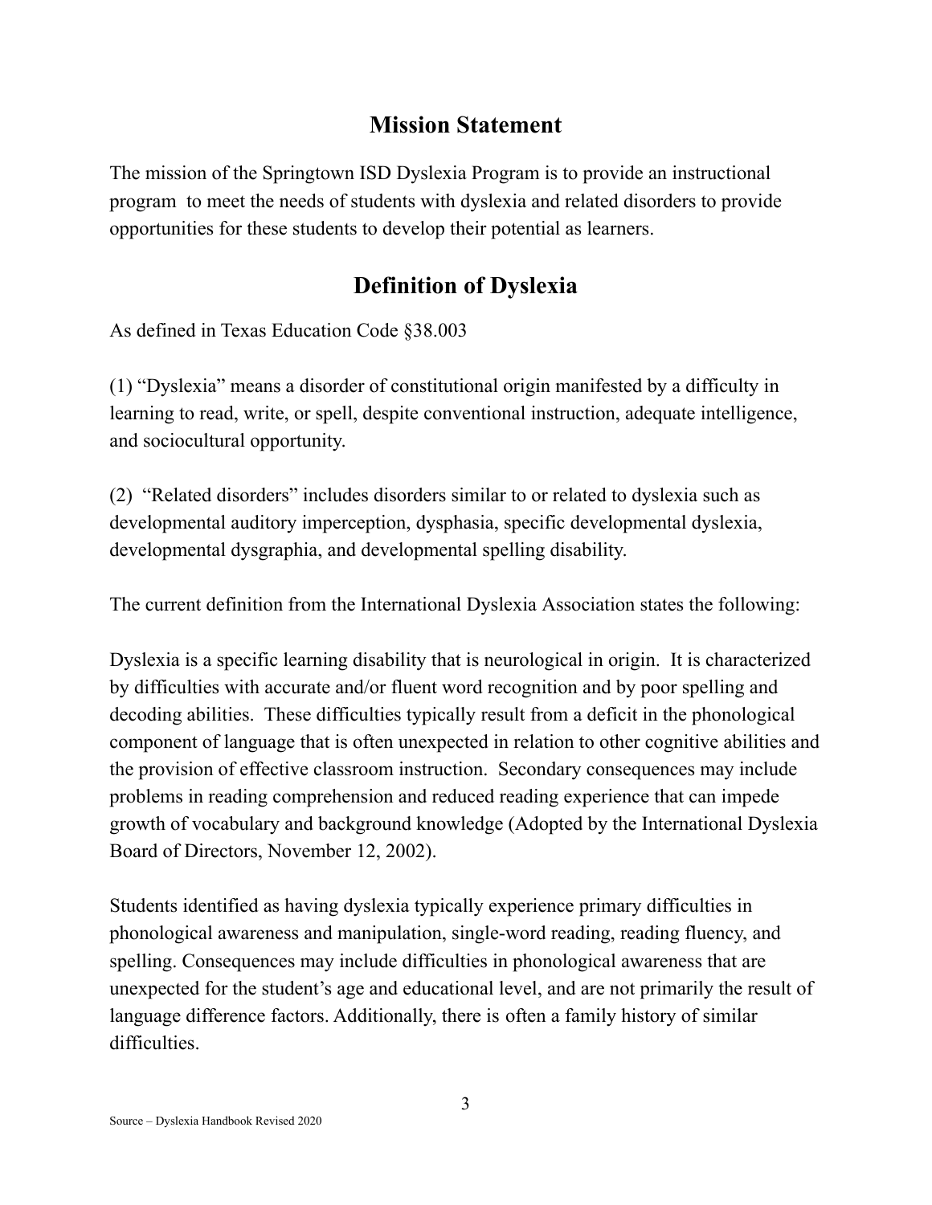## Mission Statement

The mission of the Springtown ISD Dyslexia Program is to provide an instructional program to meet the needs of students with dyslexia and related disorders to provide opportunities for these students to develop their potential as learners.

## Definition of Dyslexia

As defined in Texas Education Code §38.003

(1) "Dyslexia" means a disorder of constitutional origin manifested by a difficulty in learning to read, write, or spell, despite conventional instruction, adequate intelligence, and sociocultural opportunity.

(2) "Related disorders" includes disorders similar to or related to dyslexia such as developmental auditory imperception, dysphasia, specific developmental dyslexia, developmental dysgraphia, and developmental spelling disability.

The current definition from the International Dyslexia Association states the following:

Dyslexia is a specific learning disability that is neurological in origin. It is characterized by difficulties with accurate and/or fluent word recognition and by poor spelling and decoding abilities. These difficulties typically result from a deficit in the phonological component of language that is often unexpected in relation to other cognitive abilities and the provision of effective classroom instruction. Secondary consequences may include problems in reading comprehension and reduced reading experience that can impede growth of vocabulary and background knowledge (Adopted by the International Dyslexia Board of Directors, November 12, 2002).

Students identified as having dyslexia typically experience primary difficulties in phonological awareness and manipulation, single-word reading, reading fluency, and spelling. Consequences may include difficulties in phonological awareness that are unexpected for the student's age and educational level, and are not primarily the result of language difference factors. Additionally, there is often a family history of similar difficulties.

Source – Dyslexia Handbook Revised 2020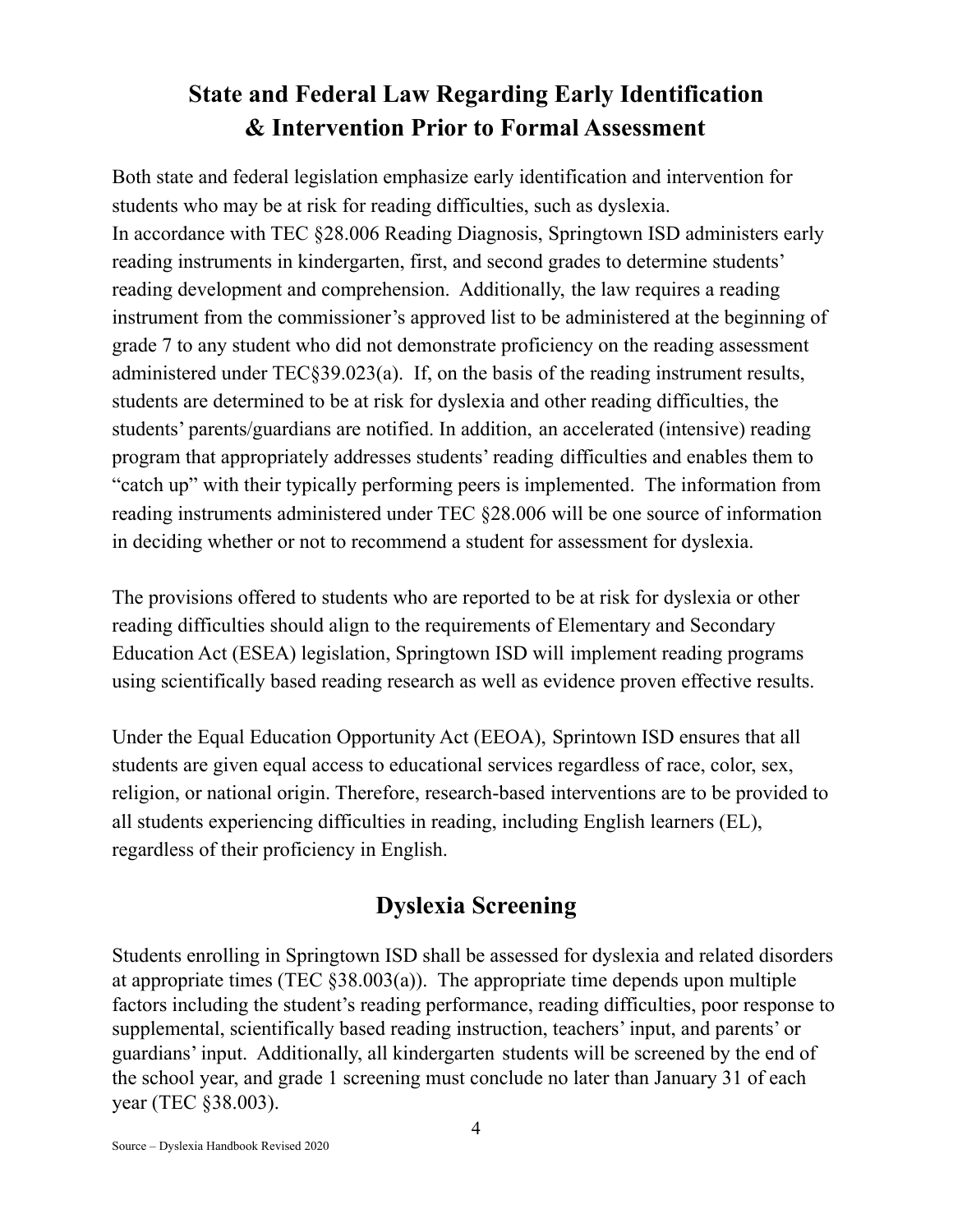# State and Federal Law Regarding Early Identification & Intervention Prior to Formal Assessment

Both state and federal legislation emphasize early identification and intervention for students who may be at risk for reading difficulties, such as dyslexia.
In accordance with TEC §28.006 Reading Diagnosis, Springtown ISD administers early reading instruments in kindergarten, first, and second grades to determine students' reading development and comprehension. Additionally, the law requires a reading instrument from the commissioner's approved list to be administered at the beginning of grade 7 to any student who did not demonstrate proficiency on the reading assessment administered under TEC§39.023(a). If, on the basis of the reading instrument results, students are determined to be at risk for dyslexia and other reading difficulties, the students' parents/guardians are notified. In addition, an accelerated (intensive) reading program that appropriately addresses students' reading difficulties and enables them to "catch up" with their typically performing peers is implemented. The information from reading instruments administered under TEC §28.006 will be one source of information in deciding whether or not to recommend a student for assessment for dyslexia.

The provisions offered to students who are reported to be at risk for dyslexia or other reading difficulties should align to the requirements of Elementary and Secondary Education Act (ESEA) legislation, Springtown ISD will implement reading programs using scientifically based reading research as well as evidence proven effective results.

Under the Equal Education Opportunity Act (EEOA), Sprintown ISD ensures that all students are given equal access to educational services regardless of race, color, sex, religion, or national origin. Therefore, research-based interventions are to be provided to all students experiencing difficulties in reading, including English learners (EL), regardless of their proficiency in English.

# Dyslexia Screening

Students enrolling in Springtown ISD shall be assessed for dyslexia and related disorders at appropriate times (TEC §38.003(a)). The appropriate time depends upon multiple factors including the student's reading performance, reading difficulties, poor response to supplemental, scientifically based reading instruction, teachers' input, and parents' or guardians' input. Additionally, all kindergarten students will be screened by the end of the school year, and grade 1 screening must conclude no later than January 31 of each year (TEC §38.003).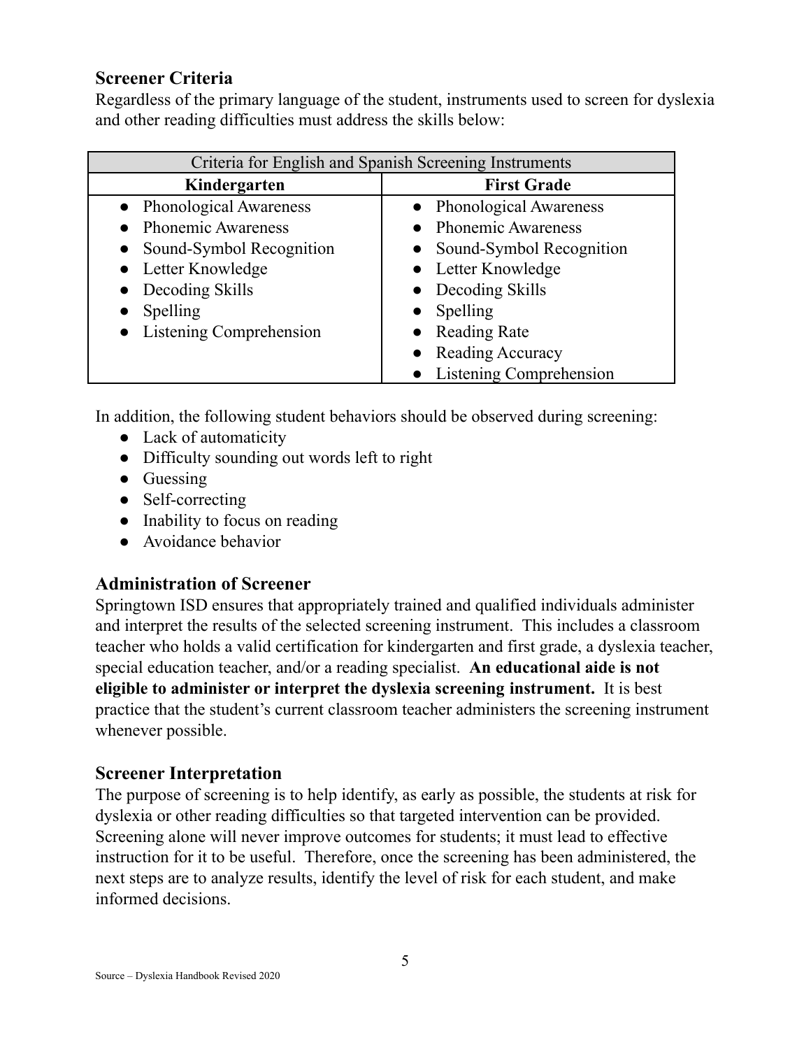## Screener Criteria

Regardless of the primary language of the student, instruments used to screen for dyslexia and other reading difficulties must address the skills below:

| Criteria for English and Spanish Screening Instruments | |
|---|---|
| **Kindergarten** | **First Grade** |
| • Phonological Awareness<br>• Phonemic Awareness<br>• Sound-Symbol Recognition<br>• Letter Knowledge<br>• Decoding Skills<br>• Spelling<br>• Listening Comprehension | • Phonological Awareness<br>• Phonemic Awareness<br>• Sound-Symbol Recognition<br>• Letter Knowledge<br>• Decoding Skills<br>• Spelling<br>• Reading Rate<br>• Reading Accuracy<br>• Listening Comprehension |

In addition, the following student behaviors should be observed during screening:

- Lack of automaticity
- Difficulty sounding out words left to right
- Guessing
- Self-correcting
- Inability to focus on reading
- Avoidance behavior

## Administration of Screener

Springtown ISD ensures that appropriately trained and qualified individuals administer and interpret the results of the selected screening instrument. This includes a classroom teacher who holds a valid certification for kindergarten and first grade, a dyslexia teacher, special education teacher, and/or a reading specialist. **An educational aide is not eligible to administer or interpret the dyslexia screening instrument.** It is best practice that the student's current classroom teacher administers the screening instrument whenever possible.

## Screener Interpretation

The purpose of screening is to help identify, as early as possible, the students at risk for dyslexia or other reading difficulties so that targeted intervention can be provided. Screening alone will never improve outcomes for students; it must lead to effective instruction for it to be useful. Therefore, once the screening has been administered, the next steps are to analyze results, identify the level of risk for each student, and make informed decisions.

Source – Dyslexia Handbook Revised 2020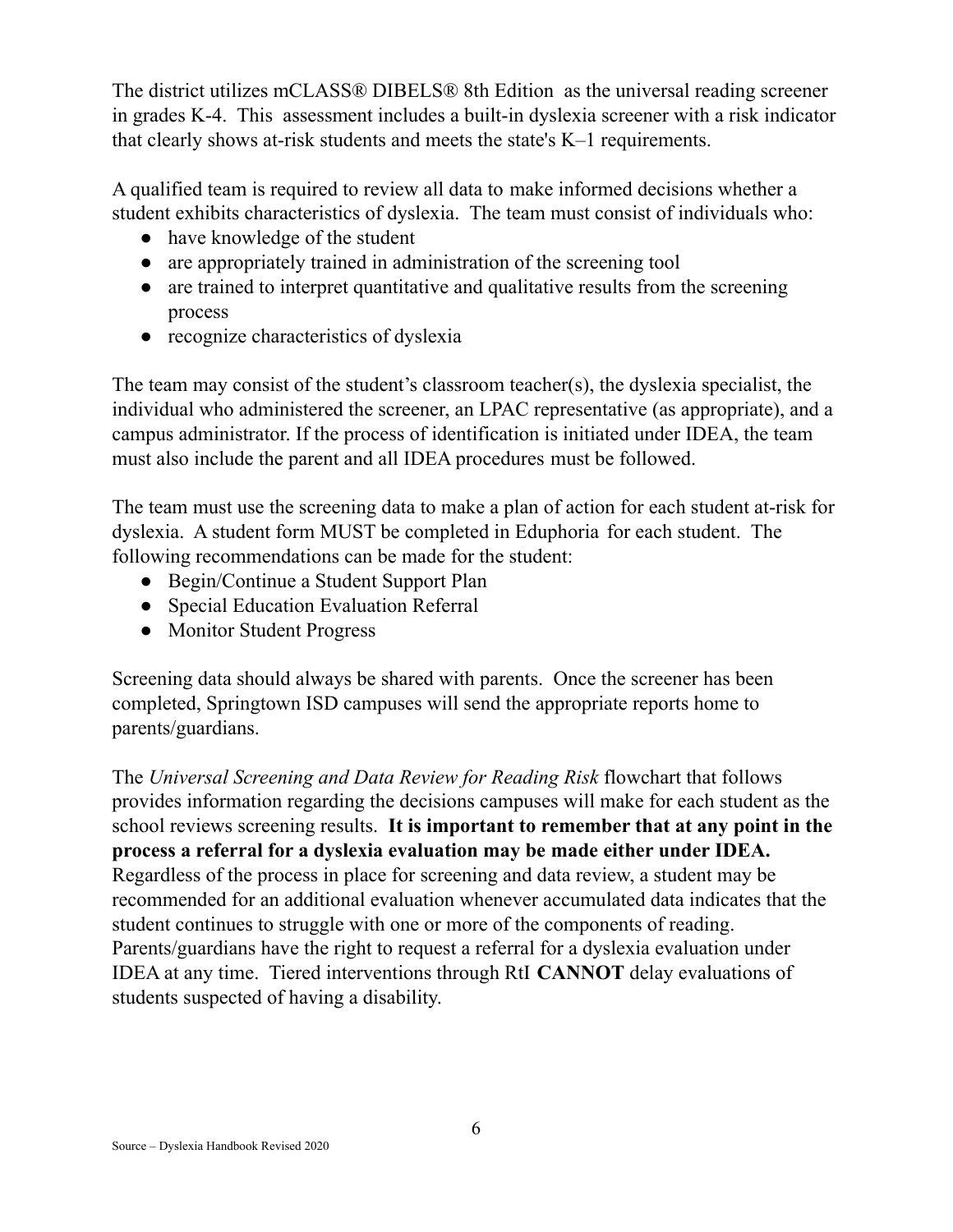The district utilizes mCLASS® DIBELS® 8th Edition as the universal reading screener in grades K-4. This assessment includes a built-in dyslexia screener with a risk indicator that clearly shows at-risk students and meets the state's K–1 requirements.

A qualified team is required to review all data to make informed decisions whether a student exhibits characteristics of dyslexia. The team must consist of individuals who:

- have knowledge of the student
- are appropriately trained in administration of the screening tool
- are trained to interpret quantitative and qualitative results from the screening process
- recognize characteristics of dyslexia

The team may consist of the student's classroom teacher(s), the dyslexia specialist, the individual who administered the screener, an LPAC representative (as appropriate), and a campus administrator. If the process of identification is initiated under IDEA, the team must also include the parent and all IDEA procedures must be followed.

The team must use the screening data to make a plan of action for each student at-risk for dyslexia. A student form MUST be completed in Eduphoria for each student. The following recommendations can be made for the student:

- Begin/Continue a Student Support Plan
- Special Education Evaluation Referral
- Monitor Student Progress

Screening data should always be shared with parents. Once the screener has been completed, Springtown ISD campuses will send the appropriate reports home to parents/guardians.

The *Universal Screening and Data Review for Reading Risk* flowchart that follows provides information regarding the decisions campuses will make for each student as the school reviews screening results. **It is important to remember that at any point in the process a referral for a dyslexia evaluation may be made either under IDEA.** Regardless of the process in place for screening and data review, a student may be recommended for an additional evaluation whenever accumulated data indicates that the student continues to struggle with one or more of the components of reading. Parents/guardians have the right to request a referral for a dyslexia evaluation under IDEA at any time. Tiered interventions through RtI **CANNOT** delay evaluations of students suspected of having a disability.

Source – Dyslexia Handbook Revised 2020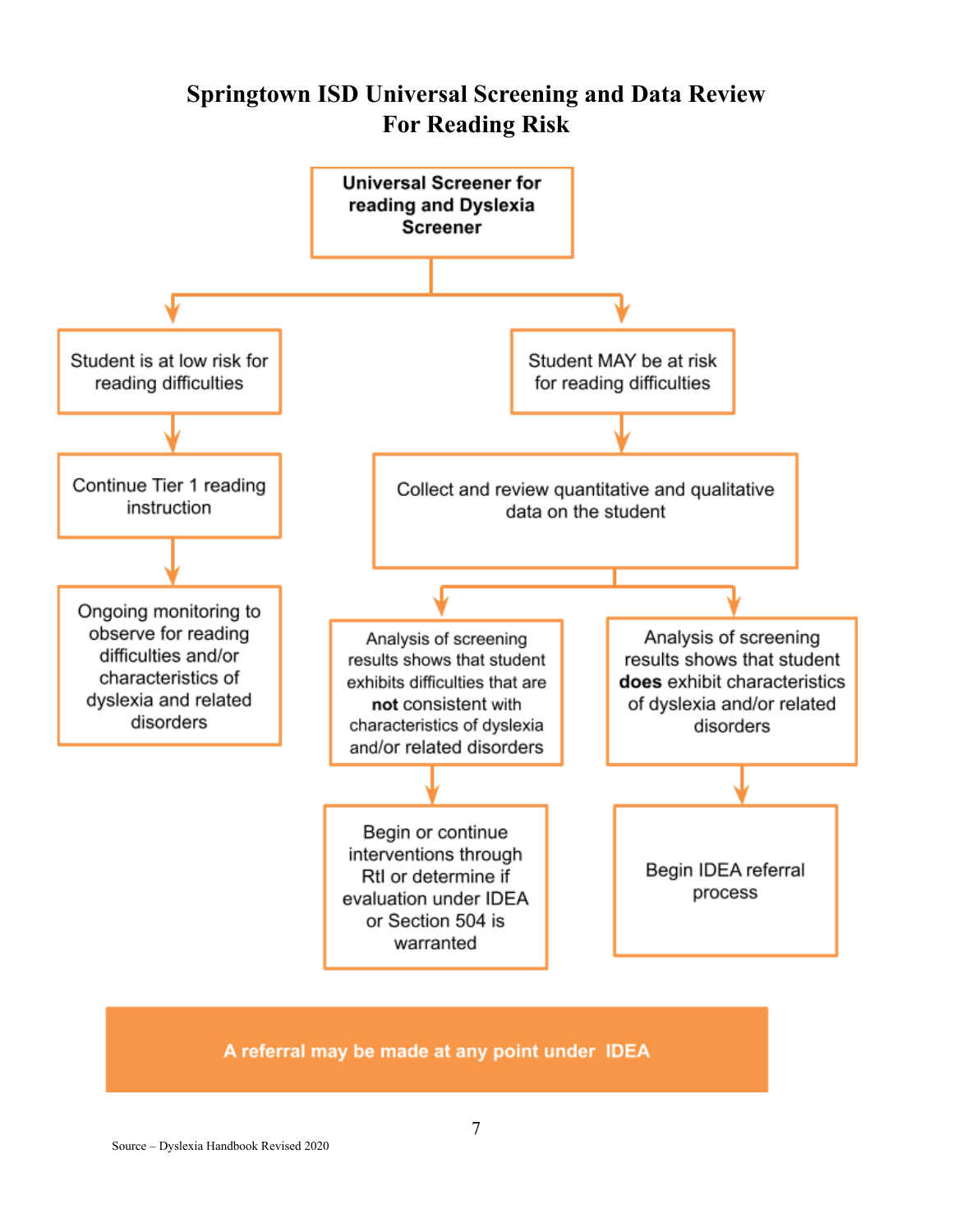# Springtown ISD Universal Screening and Data Review For Reading Risk

**Universal Screener for reading and Dyslexia Screener**

- Student is at low risk for reading difficulties
  - Continue Tier 1 reading instruction
    - Ongoing monitoring to observe for reading difficulties and/or characteristics of dyslexia and related disorders
- Student MAY be at risk for reading difficulties
  - Collect and review quantitative and qualitative data on the student
    - Analysis of screening results shows that student exhibits difficulties that are **not** consistent with characteristics of dyslexia and/or related disorders
      - Begin or continue interventions through RtI or determine if evaluation under IDEA or Section 504 is warranted
    - Analysis of screening results shows that student **does** exhibit characteristics of dyslexia and/or related disorders
      - Begin IDEA referral process

**A referral may be made at any point under IDEA**

Source – Dyslexia Handbook Revised 2020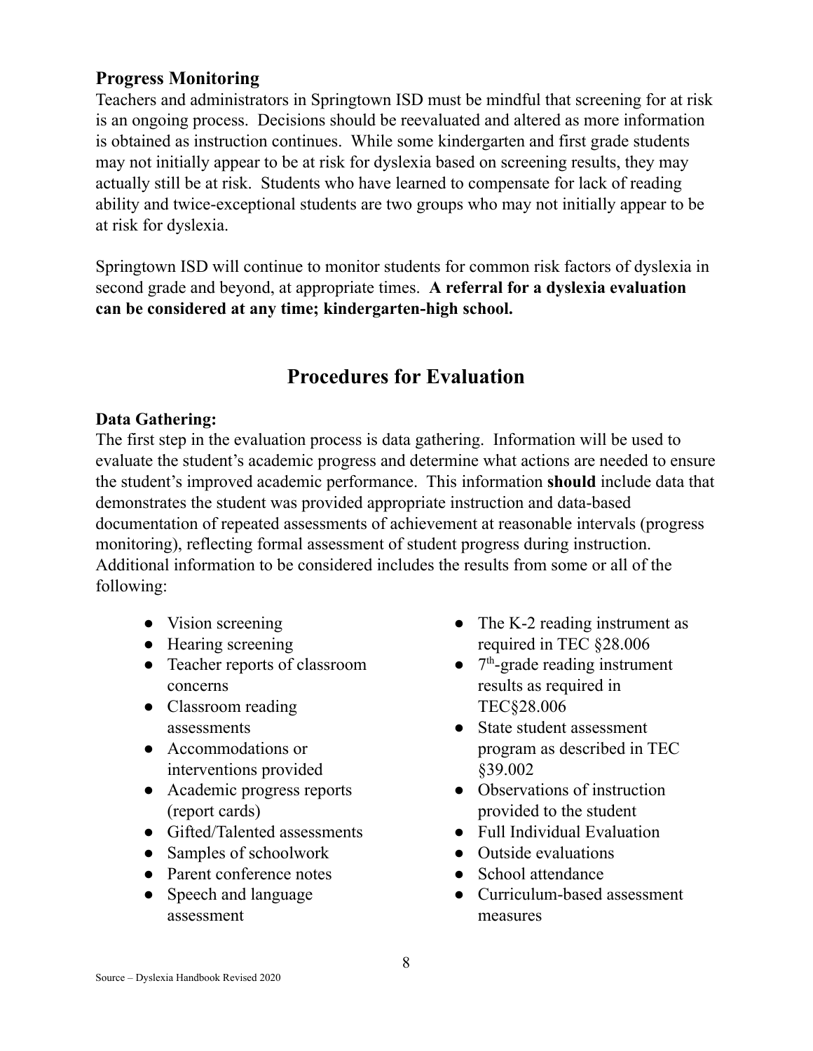### Progress Monitoring

Teachers and administrators in Springtown ISD must be mindful that screening for at risk is an ongoing process. Decisions should be reevaluated and altered as more information is obtained as instruction continues. While some kindergarten and first grade students may not initially appear to be at risk for dyslexia based on screening results, they may actually still be at risk. Students who have learned to compensate for lack of reading ability and twice-exceptional students are two groups who may not initially appear to be at risk for dyslexia.

Springtown ISD will continue to monitor students for common risk factors of dyslexia in second grade and beyond, at appropriate times. **A referral for a dyslexia evaluation can be considered at any time; kindergarten-high school.**

## Procedures for Evaluation

### Data Gathering:

The first step in the evaluation process is data gathering. Information will be used to evaluate the student's academic progress and determine what actions are needed to ensure the student's improved academic performance. This information **should** include data that demonstrates the student was provided appropriate instruction and data-based documentation of repeated assessments of achievement at reasonable intervals (progress monitoring), reflecting formal assessment of student progress during instruction. Additional information to be considered includes the results from some or all of the following:

- Vision screening
- Hearing screening
- Teacher reports of classroom concerns
- Classroom reading assessments
- Accommodations or interventions provided
- Academic progress reports (report cards)
- Gifted/Talented assessments
- Samples of schoolwork
- Parent conference notes
- Speech and language assessment
- The K-2 reading instrument as required in TEC §28.006
- 7th-grade reading instrument results as required in TEC§28.006
- State student assessment program as described in TEC §39.002
- Observations of instruction provided to the student
- Full Individual Evaluation
- Outside evaluations
- School attendance
- Curriculum-based assessment measures

Source – Dyslexia Handbook Revised 2020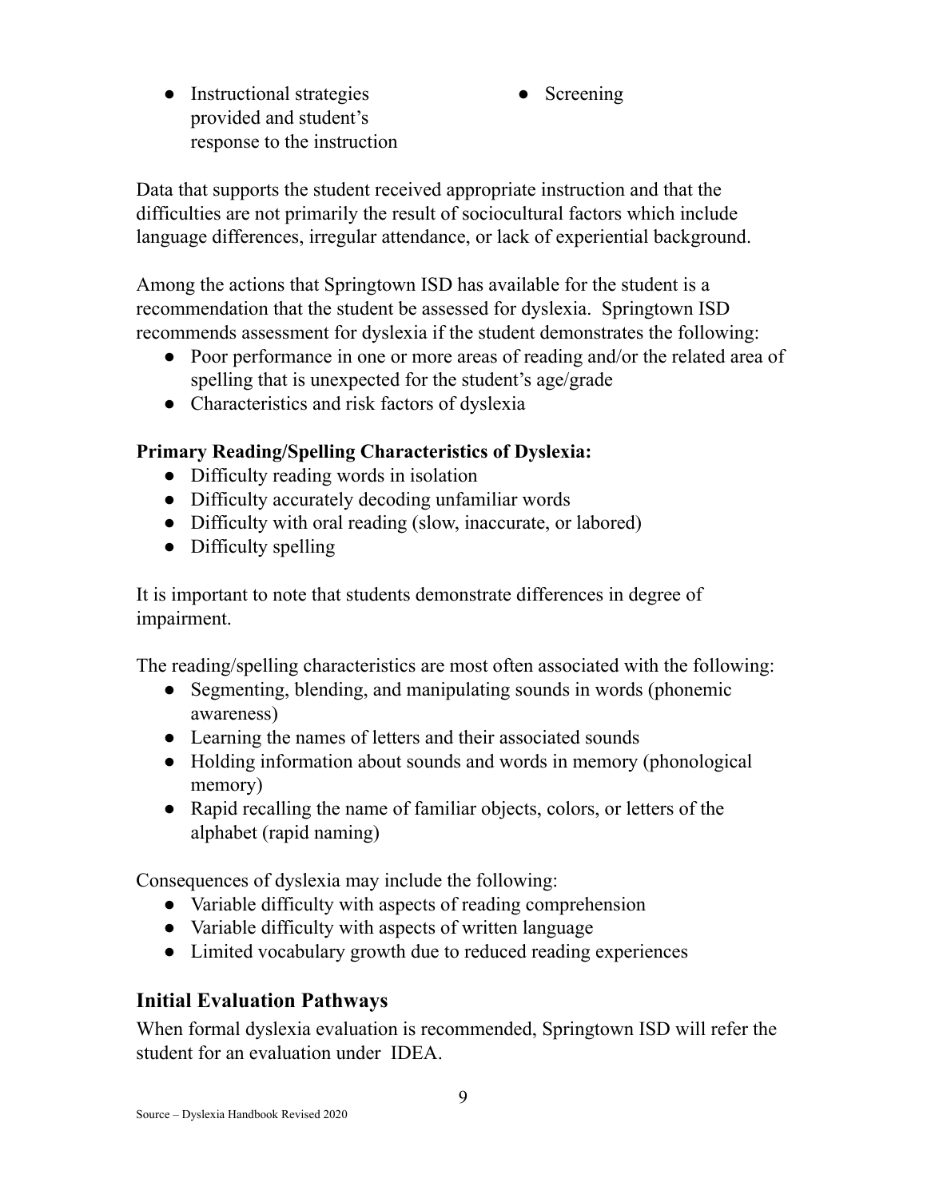- Instructional strategies provided and student's response to the instruction
- Screening

Data that supports the student received appropriate instruction and that the difficulties are not primarily the result of sociocultural factors which include language differences, irregular attendance, or lack of experiential background.

Among the actions that Springtown ISD has available for the student is a recommendation that the student be assessed for dyslexia. Springtown ISD recommends assessment for dyslexia if the student demonstrates the following:

- Poor performance in one or more areas of reading and/or the related area of spelling that is unexpected for the student's age/grade
- Characteristics and risk factors of dyslexia

**Primary Reading/Spelling Characteristics of Dyslexia:**

- Difficulty reading words in isolation
- Difficulty accurately decoding unfamiliar words
- Difficulty with oral reading (slow, inaccurate, or labored)
- Difficulty spelling

It is important to note that students demonstrate differences in degree of impairment.

The reading/spelling characteristics are most often associated with the following:

- Segmenting, blending, and manipulating sounds in words (phonemic awareness)
- Learning the names of letters and their associated sounds
- Holding information about sounds and words in memory (phonological memory)
- Rapid recalling the name of familiar objects, colors, or letters of the alphabet (rapid naming)

Consequences of dyslexia may include the following:

- Variable difficulty with aspects of reading comprehension
- Variable difficulty with aspects of written language
- Limited vocabulary growth due to reduced reading experiences

## Initial Evaluation Pathways

When formal dyslexia evaluation is recommended, Springtown ISD will refer the student for an evaluation under IDEA.

Source – Dyslexia Handbook Revised 2020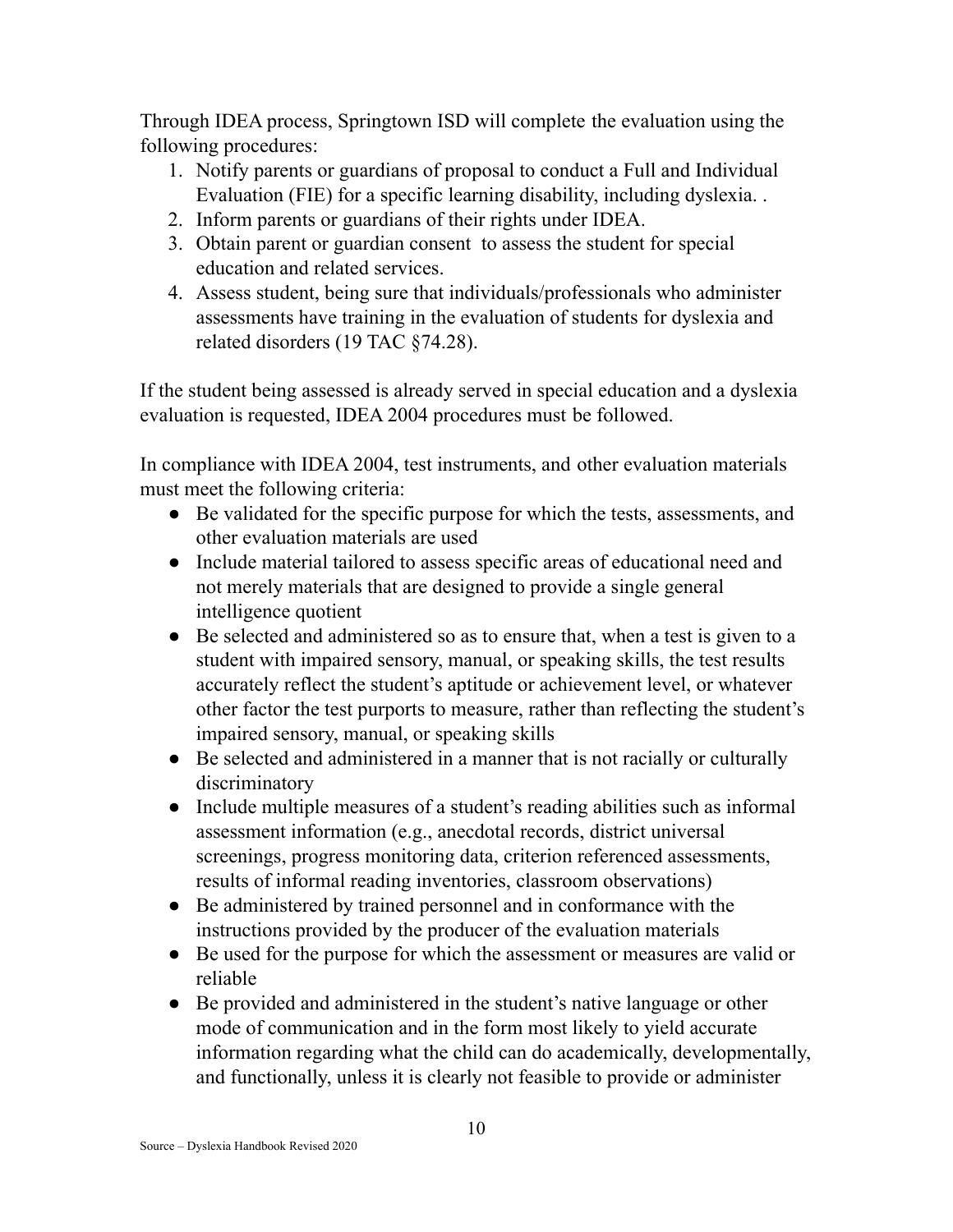Through IDEA process, Springtown ISD will complete the evaluation using the following procedures:

1. Notify parents or guardians of proposal to conduct a Full and Individual Evaluation (FIE) for a specific learning disability, including dyslexia. .
2. Inform parents or guardians of their rights under IDEA.
3. Obtain parent or guardian consent to assess the student for special education and related services.
4. Assess student, being sure that individuals/professionals who administer assessments have training in the evaluation of students for dyslexia and related disorders (19 TAC §74.28).

If the student being assessed is already served in special education and a dyslexia evaluation is requested, IDEA 2004 procedures must be followed.

In compliance with IDEA 2004, test instruments, and other evaluation materials must meet the following criteria:

- Be validated for the specific purpose for which the tests, assessments, and other evaluation materials are used
- Include material tailored to assess specific areas of educational need and not merely materials that are designed to provide a single general intelligence quotient
- Be selected and administered so as to ensure that, when a test is given to a student with impaired sensory, manual, or speaking skills, the test results accurately reflect the student's aptitude or achievement level, or whatever other factor the test purports to measure, rather than reflecting the student's impaired sensory, manual, or speaking skills
- Be selected and administered in a manner that is not racially or culturally discriminatory
- Include multiple measures of a student's reading abilities such as informal assessment information (e.g., anecdotal records, district universal screenings, progress monitoring data, criterion referenced assessments, results of informal reading inventories, classroom observations)
- Be administered by trained personnel and in conformance with the instructions provided by the producer of the evaluation materials
- Be used for the purpose for which the assessment or measures are valid or reliable
- Be provided and administered in the student's native language or other mode of communication and in the form most likely to yield accurate information regarding what the child can do academically, developmentally, and functionally, unless it is clearly not feasible to provide or administer

Source – Dyslexia Handbook Revised 2020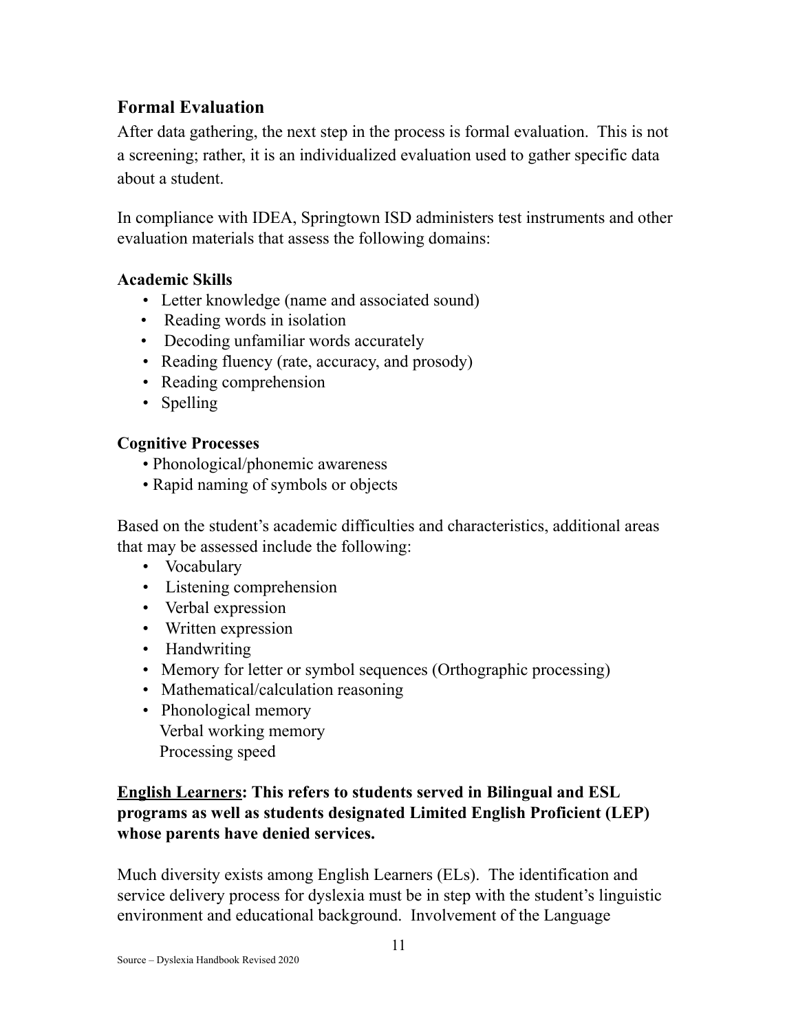## Formal Evaluation

After data gathering, the next step in the process is formal evaluation. This is not a screening; rather, it is an individualized evaluation used to gather specific data about a student.

In compliance with IDEA, Springtown ISD administers test instruments and other evaluation materials that assess the following domains:

### Academic Skills

- Letter knowledge (name and associated sound)
- Reading words in isolation
- Decoding unfamiliar words accurately
- Reading fluency (rate, accuracy, and prosody)
- Reading comprehension
- Spelling

### Cognitive Processes

- Phonological/phonemic awareness
- Rapid naming of symbols or objects

Based on the student's academic difficulties and characteristics, additional areas that may be assessed include the following:

- Vocabulary
- Listening comprehension
- Verbal expression
- Written expression
- Handwriting
- Memory for letter or symbol sequences (Orthographic processing)
- Mathematical/calculation reasoning
- Phonological memory
  Verbal working memory
  Processing speed

**<u>English Learners</u>: This refers to students served in Bilingual and ESL programs as well as students designated Limited English Proficient (LEP) whose parents have denied services.**

Much diversity exists among English Learners (ELs). The identification and service delivery process for dyslexia must be in step with the student's linguistic environment and educational background. Involvement of the Language

Source – Dyslexia Handbook Revised 2020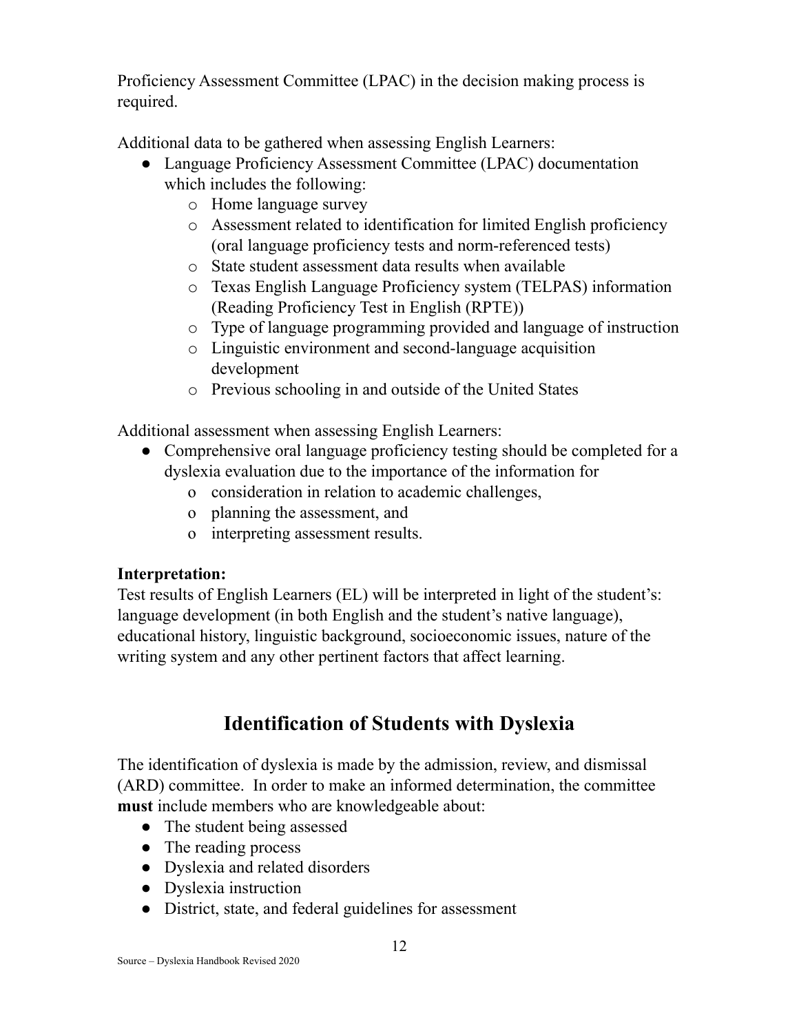Proficiency Assessment Committee (LPAC) in the decision making process is required.

Additional data to be gathered when assessing English Learners:

- Language Proficiency Assessment Committee (LPAC) documentation which includes the following:
  - Home language survey
  - Assessment related to identification for limited English proficiency (oral language proficiency tests and norm-referenced tests)
  - State student assessment data results when available
  - Texas English Language Proficiency system (TELPAS) information (Reading Proficiency Test in English (RPTE))
  - Type of language programming provided and language of instruction
  - Linguistic environment and second-language acquisition development
  - Previous schooling in and outside of the United States

Additional assessment when assessing English Learners:

- Comprehensive oral language proficiency testing should be completed for a dyslexia evaluation due to the importance of the information for
  - consideration in relation to academic challenges,
  - planning the assessment, and
  - interpreting assessment results.

**Interpretation:**
Test results of English Learners (EL) will be interpreted in light of the student's: language development (in both English and the student's native language), educational history, linguistic background, socioeconomic issues, nature of the writing system and any other pertinent factors that affect learning.

## Identification of Students with Dyslexia

The identification of dyslexia is made by the admission, review, and dismissal (ARD) committee. In order to make an informed determination, the committee **must** include members who are knowledgeable about:

- The student being assessed
- The reading process
- Dyslexia and related disorders
- Dyslexia instruction
- District, state, and federal guidelines for assessment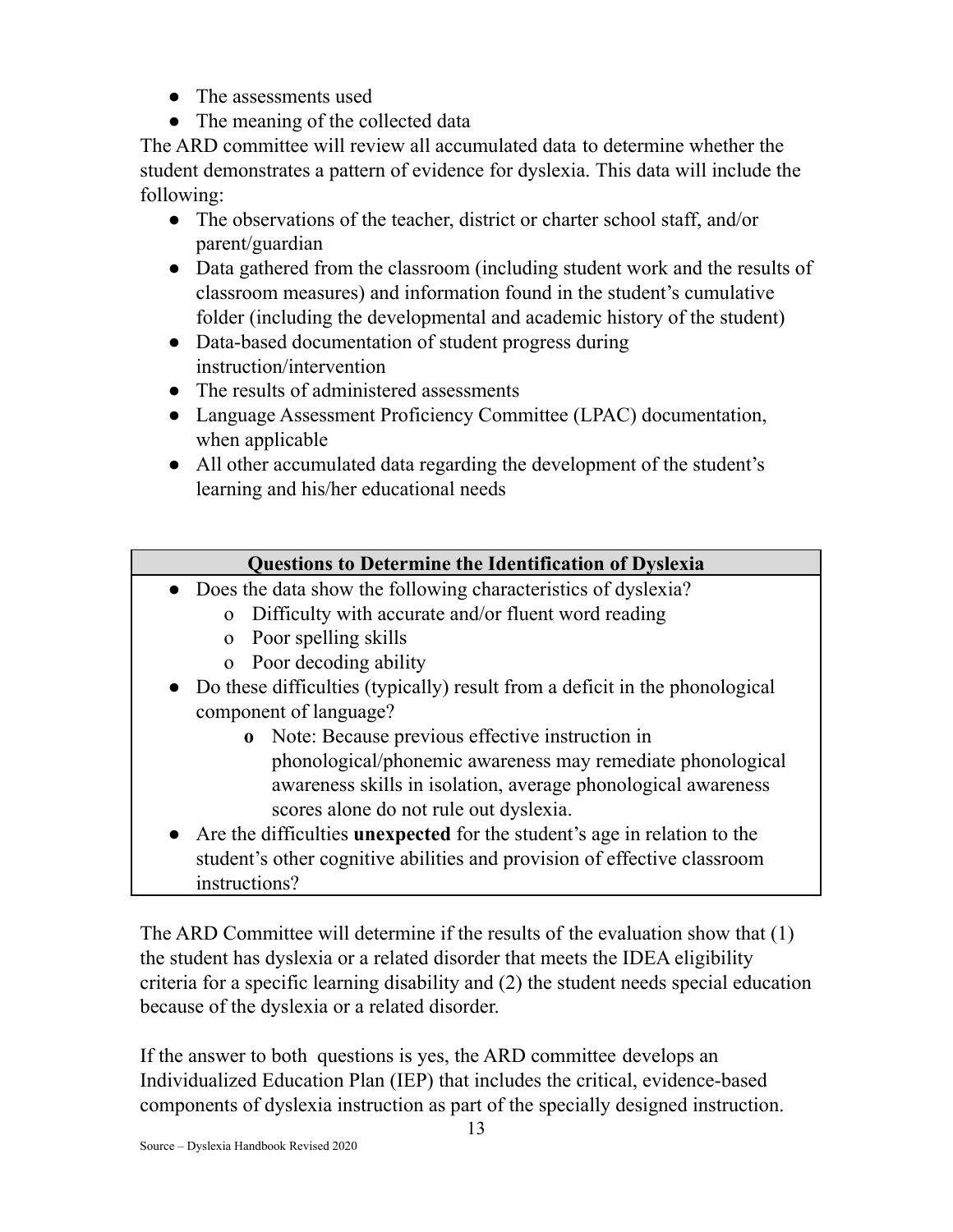- The assessments used
- The meaning of the collected data

The ARD committee will review all accumulated data to determine whether the student demonstrates a pattern of evidence for dyslexia. This data will include the following:

- The observations of the teacher, district or charter school staff, and/or parent/guardian
- Data gathered from the classroom (including student work and the results of classroom measures) and information found in the student's cumulative folder (including the developmental and academic history of the student)
- Data-based documentation of student progress during instruction/intervention
- The results of administered assessments
- Language Assessment Proficiency Committee (LPAC) documentation, when applicable
- All other accumulated data regarding the development of the student's learning and his/her educational needs

| **Questions to Determine the Identification of Dyslexia** |
| --- |
| • Does the data show the following characteristics of dyslexia?<br>  o Difficulty with accurate and/or fluent word reading<br>  o Poor spelling skills<br>  o Poor decoding ability<br>• Do these difficulties (typically) result from a deficit in the phonological component of language?<br>  o Note: Because previous effective instruction in phonological/phonemic awareness may remediate phonological awareness skills in isolation, average phonological awareness scores alone do not rule out dyslexia.<br>• Are the difficulties **unexpected** for the student's age in relation to the student's other cognitive abilities and provision of effective classroom instructions? |

The ARD Committee will determine if the results of the evaluation show that (1) the student has dyslexia or a related disorder that meets the IDEA eligibility criteria for a specific learning disability and (2) the student needs special education because of the dyslexia or a related disorder.

If the answer to both questions is yes, the ARD committee develops an Individualized Education Plan (IEP) that includes the critical, evidence-based components of dyslexia instruction as part of the specially designed instruction.

Source – Dyslexia Handbook Revised 2020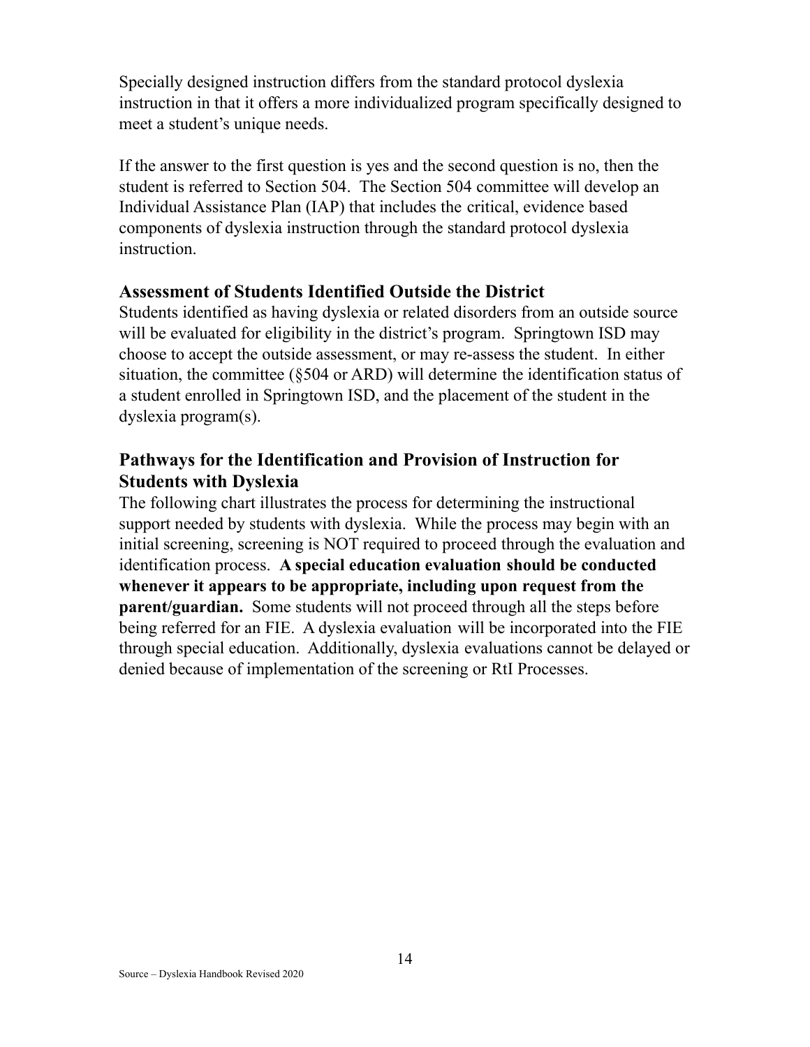Specially designed instruction differs from the standard protocol dyslexia instruction in that it offers a more individualized program specifically designed to meet a student's unique needs.

If the answer to the first question is yes and the second question is no, then the student is referred to Section 504. The Section 504 committee will develop an Individual Assistance Plan (IAP) that includes the critical, evidence based components of dyslexia instruction through the standard protocol dyslexia instruction.

### Assessment of Students Identified Outside the District

Students identified as having dyslexia or related disorders from an outside source will be evaluated for eligibility in the district's program. Springtown ISD may choose to accept the outside assessment, or may re-assess the student. In either situation, the committee (§504 or ARD) will determine the identification status of a student enrolled in Springtown ISD, and the placement of the student in the dyslexia program(s).

## Pathways for the Identification and Provision of Instruction for Students with Dyslexia

The following chart illustrates the process for determining the instructional support needed by students with dyslexia. While the process may begin with an initial screening, screening is NOT required to proceed through the evaluation and identification process. **A special education evaluation should be conducted whenever it appears to be appropriate, including upon request from the parent/guardian.** Some students will not proceed through all the steps before being referred for an FIE. A dyslexia evaluation will be incorporated into the FIE through special education. Additionally, dyslexia evaluations cannot be delayed or denied because of implementation of the screening or RtI Processes.

Source – Dyslexia Handbook Revised 2020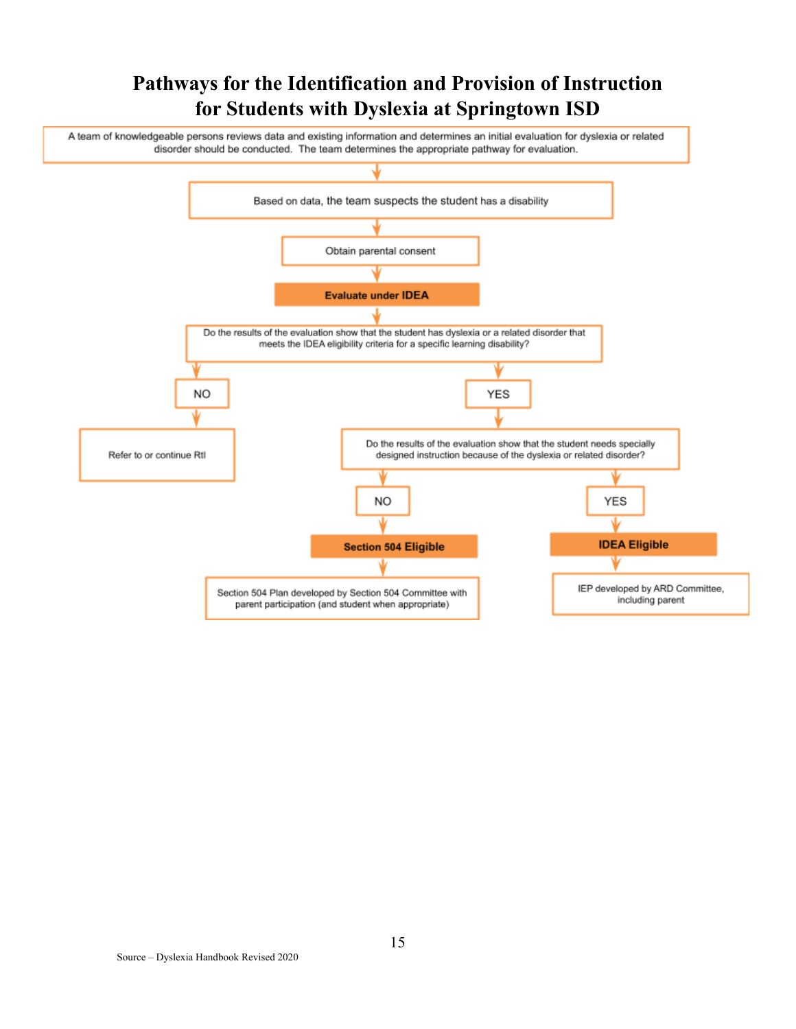# Pathways for the Identification and Provision of Instruction for Students with Dyslexia at Springtown ISD

A team of knowledgeable persons reviews data and existing information and determines an initial evaluation for dyslexia or related disorder should be conducted. The team determines the appropriate pathway for evaluation.

↓

Based on data, the team suspects the student has a disability

↓

Obtain parental consent

↓

**Evaluate under IDEA**

↓

Do the results of the evaluation show that the student has dyslexia or a related disorder that meets the IDEA eligibility criteria for a specific learning disability?

- **NO** → Refer to or continue RtI
- **YES** → Do the results of the evaluation show that the student needs specially designed instruction because of the dyslexia or related disorder?
  - **NO** → **Section 504 Eligible** → Section 504 Plan developed by Section 504 Committee with parent participation (and student when appropriate)
  - **YES** → **IDEA Eligible** → IEP developed by ARD Committee, including parent

Source – Dyslexia Handbook Revised 2020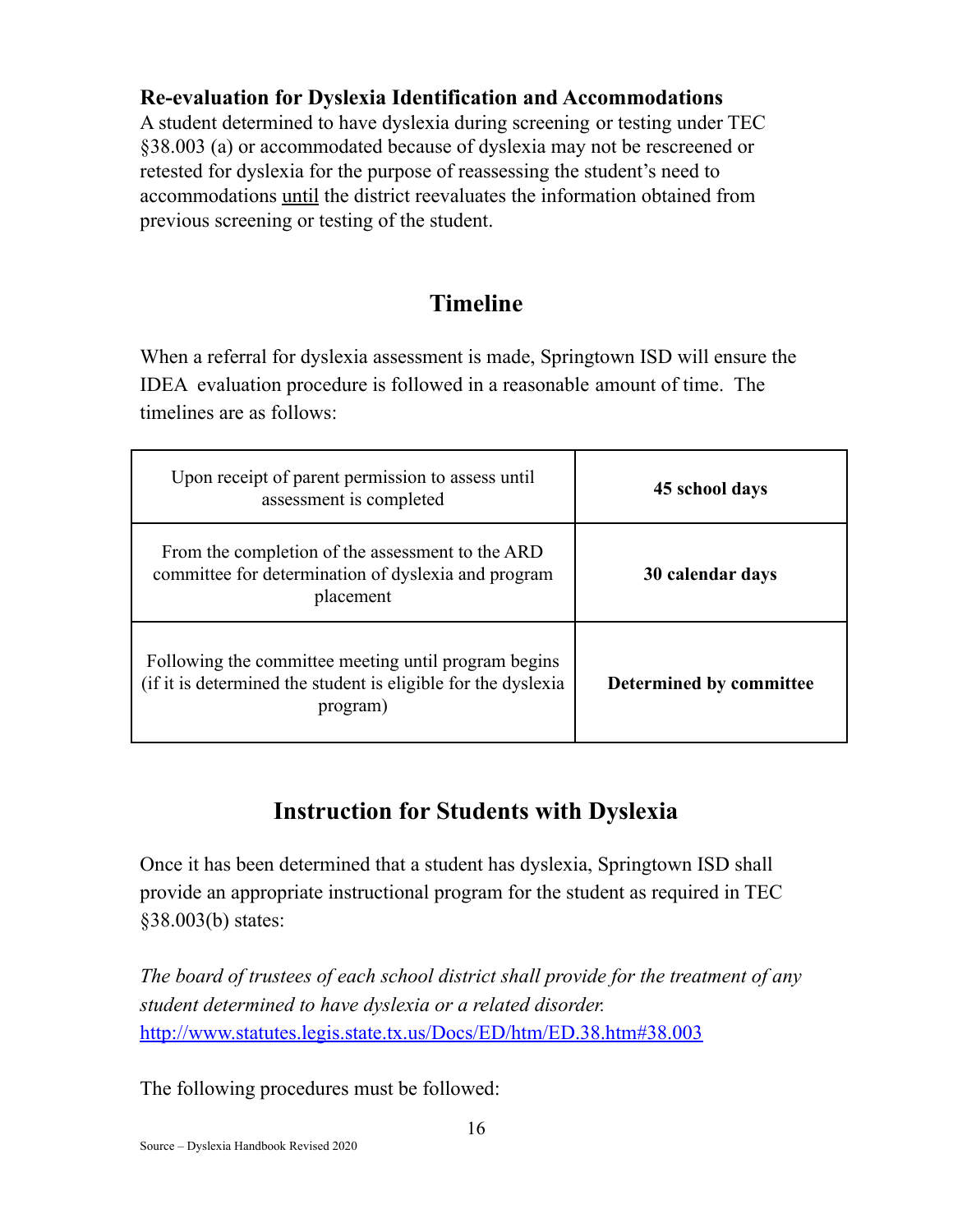**Re-evaluation for Dyslexia Identification and Accommodations**

A student determined to have dyslexia during screening or testing under TEC §38.003 (a) or accommodated because of dyslexia may not be rescreened or retested for dyslexia for the purpose of reassessing the student's need to accommodations until the district reevaluates the information obtained from previous screening or testing of the student.

## Timeline

When a referral for dyslexia assessment is made, Springtown ISD will ensure the IDEA evaluation procedure is followed in a reasonable amount of time. The timelines are as follows:

| | |
|---|---|
| Upon receipt of parent permission to assess until assessment is completed | **45 school days** |
| From the completion of the assessment to the ARD committee for determination of dyslexia and program placement | **30 calendar days** |
| Following the committee meeting until program begins (if it is determined the student is eligible for the dyslexia program) | **Determined by committee** |

## Instruction for Students with Dyslexia

Once it has been determined that a student has dyslexia, Springtown ISD shall provide an appropriate instructional program for the student as required in TEC §38.003(b) states:

*The board of trustees of each school district shall provide for the treatment of any student determined to have dyslexia or a related disorder.*
http://www.statutes.legis.state.tx.us/Docs/ED/htm/ED.38.htm#38.003

The following procedures must be followed:

Source – Dyslexia Handbook Revised 2020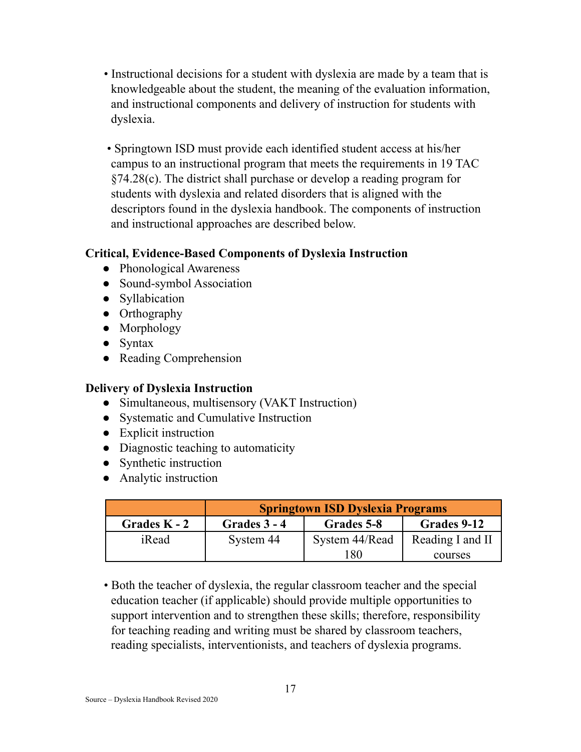- Instructional decisions for a student with dyslexia are made by a team that is knowledgeable about the student, the meaning of the evaluation information, and instructional components and delivery of instruction for students with dyslexia.

- Springtown ISD must provide each identified student access at his/her campus to an instructional program that meets the requirements in 19 TAC §74.28(c). The district shall purchase or develop a reading program for students with dyslexia and related disorders that is aligned with the descriptors found in the dyslexia handbook. The components of instruction and instructional approaches are described below.

**Critical, Evidence-Based Components of Dyslexia Instruction**

- Phonological Awareness
- Sound-symbol Association
- Syllabication
- Orthography
- Morphology
- Syntax
- Reading Comprehension

**Delivery of Dyslexia Instruction**

- Simultaneous, multisensory (VAKT Instruction)
- Systematic and Cumulative Instruction
- Explicit instruction
- Diagnostic teaching to automaticity
- Synthetic instruction
- Analytic instruction

| | **Springtown ISD Dyslexia Programs** | | |
|---|---|---|---|
| **Grades K - 2** | **Grades 3 - 4** | **Grades 5-8** | **Grades 9-12** |
| iRead | System 44 | System 44/Read 180 | Reading I and II courses |

- Both the teacher of dyslexia, the regular classroom teacher and the special education teacher (if applicable) should provide multiple opportunities to support intervention and to strengthen these skills; therefore, responsibility for teaching reading and writing must be shared by classroom teachers, reading specialists, interventionists, and teachers of dyslexia programs.

Source – Dyslexia Handbook Revised 2020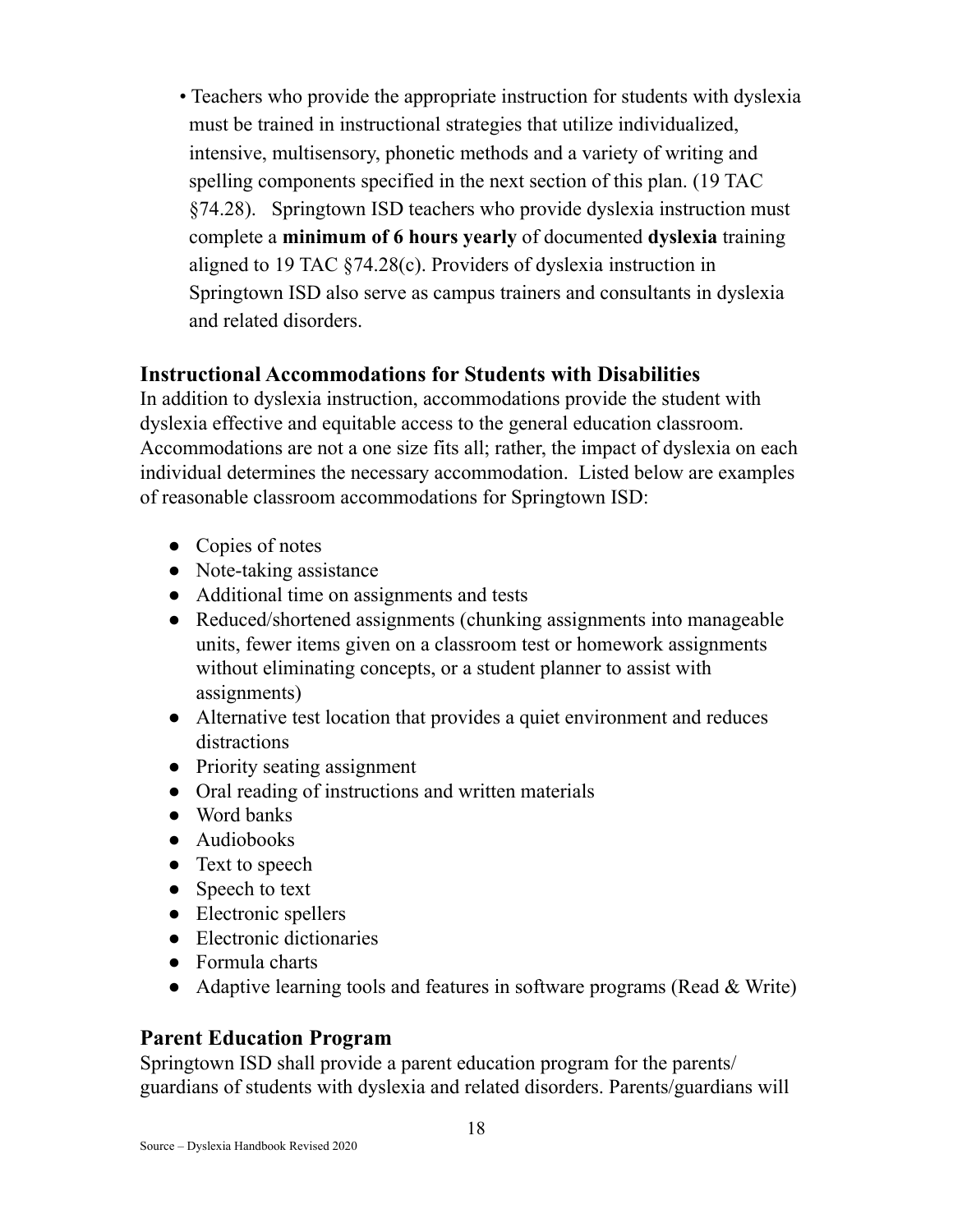- Teachers who provide the appropriate instruction for students with dyslexia must be trained in instructional strategies that utilize individualized, intensive, multisensory, phonetic methods and a variety of writing and spelling components specified in the next section of this plan. (19 TAC §74.28). Springtown ISD teachers who provide dyslexia instruction must complete a **minimum of 6 hours yearly** of documented **dyslexia** training aligned to 19 TAC §74.28(c). Providers of dyslexia instruction in Springtown ISD also serve as campus trainers and consultants in dyslexia and related disorders.

## Instructional Accommodations for Students with Disabilities

In addition to dyslexia instruction, accommodations provide the student with dyslexia effective and equitable access to the general education classroom. Accommodations are not a one size fits all; rather, the impact of dyslexia on each individual determines the necessary accommodation. Listed below are examples of reasonable classroom accommodations for Springtown ISD:

- Copies of notes
- Note-taking assistance
- Additional time on assignments and tests
- Reduced/shortened assignments (chunking assignments into manageable units, fewer items given on a classroom test or homework assignments without eliminating concepts, or a student planner to assist with assignments)
- Alternative test location that provides a quiet environment and reduces distractions
- Priority seating assignment
- Oral reading of instructions and written materials
- Word banks
- Audiobooks
- Text to speech
- Speech to text
- Electronic spellers
- Electronic dictionaries
- Formula charts
- Adaptive learning tools and features in software programs (Read & Write)

## Parent Education Program

Springtown ISD shall provide a parent education program for the parents/ guardians of students with dyslexia and related disorders. Parents/guardians will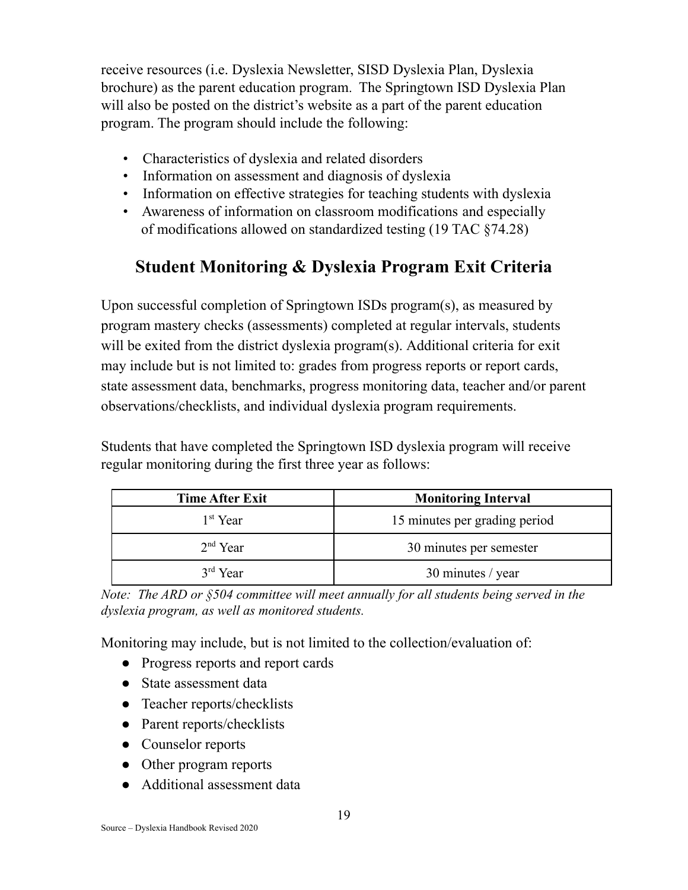receive resources (i.e. Dyslexia Newsletter, SISD Dyslexia Plan, Dyslexia brochure) as the parent education program. The Springtown ISD Dyslexia Plan will also be posted on the district's website as a part of the parent education program. The program should include the following:

- Characteristics of dyslexia and related disorders
- Information on assessment and diagnosis of dyslexia
- Information on effective strategies for teaching students with dyslexia
- Awareness of information on classroom modifications and especially of modifications allowed on standardized testing (19 TAC §74.28)

## Student Monitoring & Dyslexia Program Exit Criteria

Upon successful completion of Springtown ISDs program(s), as measured by program mastery checks (assessments) completed at regular intervals, students will be exited from the district dyslexia program(s). Additional criteria for exit may include but is not limited to: grades from progress reports or report cards, state assessment data, benchmarks, progress monitoring data, teacher and/or parent observations/checklists, and individual dyslexia program requirements.

Students that have completed the Springtown ISD dyslexia program will receive regular monitoring during the first three year as follows:

| Time After Exit | Monitoring Interval |
|---|---|
| 1st Year | 15 minutes per grading period |
| 2nd Year | 30 minutes per semester |
| 3rd Year | 30 minutes / year |

*Note: The ARD or §504 committee will meet annually for all students being served in the dyslexia program, as well as monitored students.*

Monitoring may include, but is not limited to the collection/evaluation of:

- Progress reports and report cards
- State assessment data
- Teacher reports/checklists
- Parent reports/checklists
- Counselor reports
- Other program reports
- Additional assessment data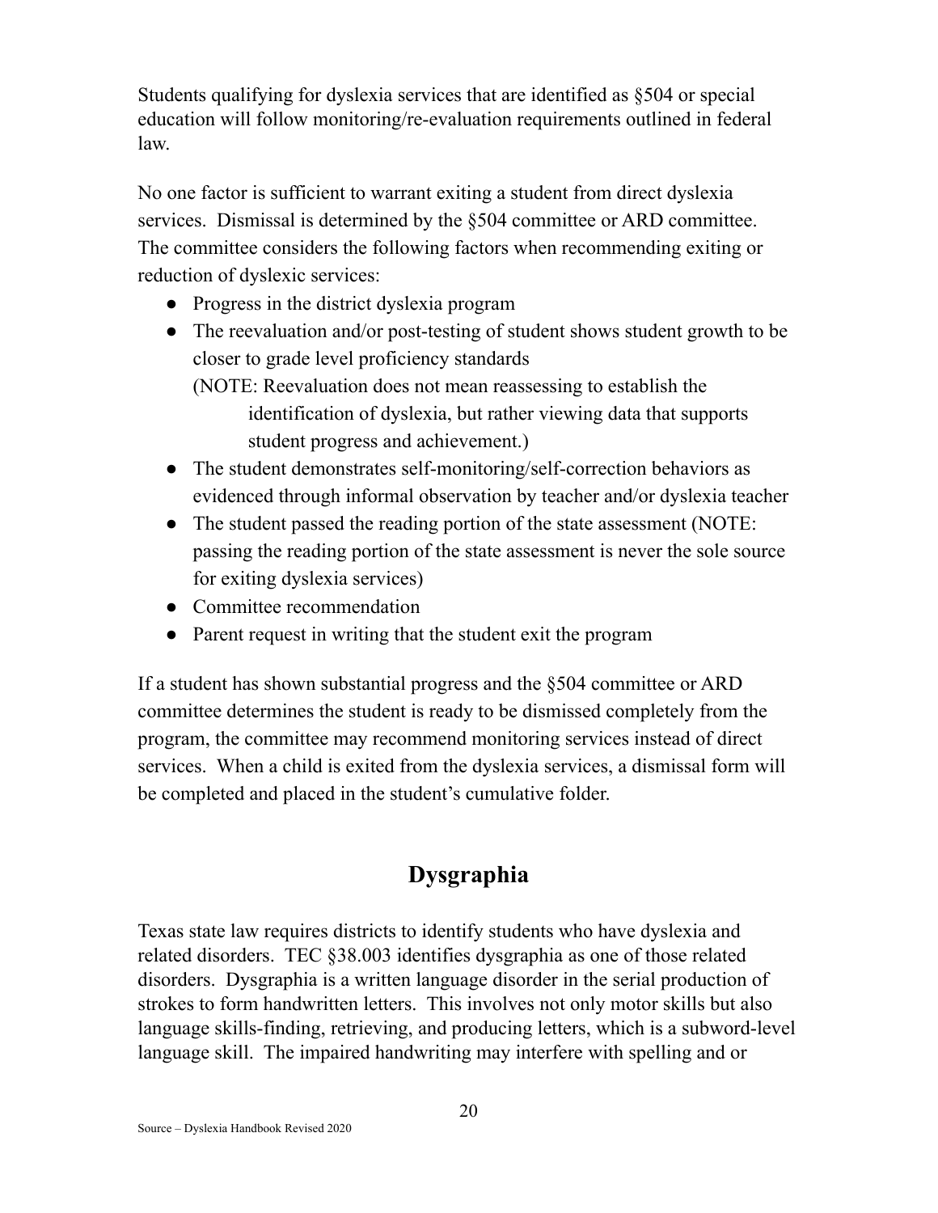Students qualifying for dyslexia services that are identified as §504 or special education will follow monitoring/re-evaluation requirements outlined in federal law.

No one factor is sufficient to warrant exiting a student from direct dyslexia services. Dismissal is determined by the §504 committee or ARD committee. The committee considers the following factors when recommending exiting or reduction of dyslexic services:

- Progress in the district dyslexia program
- The reevaluation and/or post-testing of student shows student growth to be closer to grade level proficiency standards
  (NOTE: Reevaluation does not mean reassessing to establish the identification of dyslexia, but rather viewing data that supports student progress and achievement.)
- The student demonstrates self-monitoring/self-correction behaviors as evidenced through informal observation by teacher and/or dyslexia teacher
- The student passed the reading portion of the state assessment (NOTE: passing the reading portion of the state assessment is never the sole source for exiting dyslexia services)
- Committee recommendation
- Parent request in writing that the student exit the program

If a student has shown substantial progress and the §504 committee or ARD committee determines the student is ready to be dismissed completely from the program, the committee may recommend monitoring services instead of direct services. When a child is exited from the dyslexia services, a dismissal form will be completed and placed in the student's cumulative folder.

## Dysgraphia

Texas state law requires districts to identify students who have dyslexia and related disorders. TEC §38.003 identifies dysgraphia as one of those related disorders. Dysgraphia is a written language disorder in the serial production of strokes to form handwritten letters. This involves not only motor skills but also language skills-finding, retrieving, and producing letters, which is a subword-level language skill. The impaired handwriting may interfere with spelling and or

Source – Dyslexia Handbook Revised 2020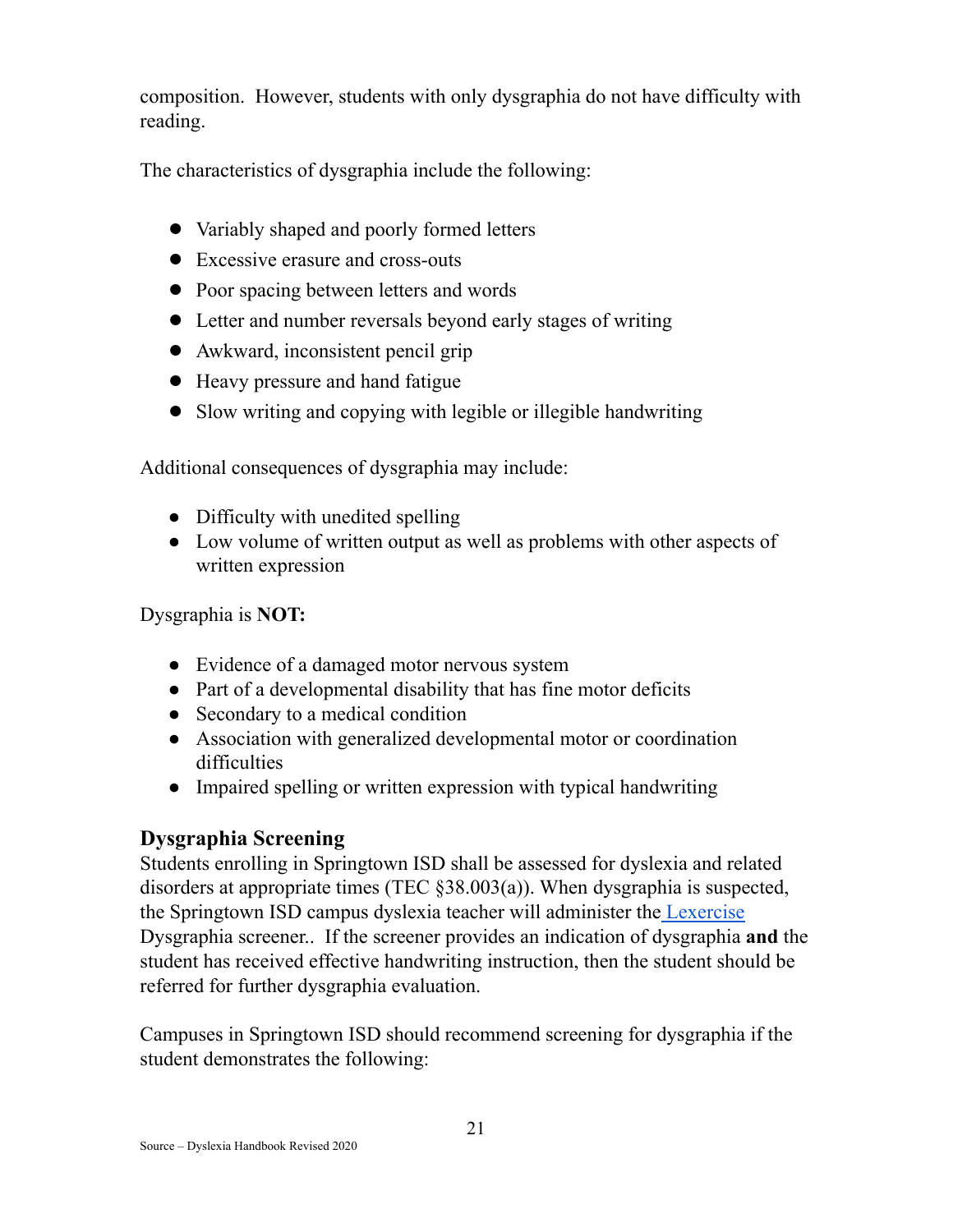composition. However, students with only dysgraphia do not have difficulty with reading.

The characteristics of dysgraphia include the following:

- Variably shaped and poorly formed letters
- Excessive erasure and cross-outs
- Poor spacing between letters and words
- Letter and number reversals beyond early stages of writing
- Awkward, inconsistent pencil grip
- Heavy pressure and hand fatigue
- Slow writing and copying with legible or illegible handwriting

Additional consequences of dysgraphia may include:

- Difficulty with unedited spelling
- Low volume of written output as well as problems with other aspects of written expression

Dysgraphia is **NOT:**

- Evidence of a damaged motor nervous system
- Part of a developmental disability that has fine motor deficits
- Secondary to a medical condition
- Association with generalized developmental motor or coordination difficulties
- Impaired spelling or written expression with typical handwriting

## Dysgraphia Screening

Students enrolling in Springtown ISD shall be assessed for dyslexia and related disorders at appropriate times (TEC §38.003(a)). When dysgraphia is suspected, the Springtown ISD campus dyslexia teacher will administer the Lexercise Dysgraphia screener.. If the screener provides an indication of dysgraphia **and** the student has received effective handwriting instruction, then the student should be referred for further dysgraphia evaluation.

Campuses in Springtown ISD should recommend screening for dysgraphia if the student demonstrates the following:

Source – Dyslexia Handbook Revised 2020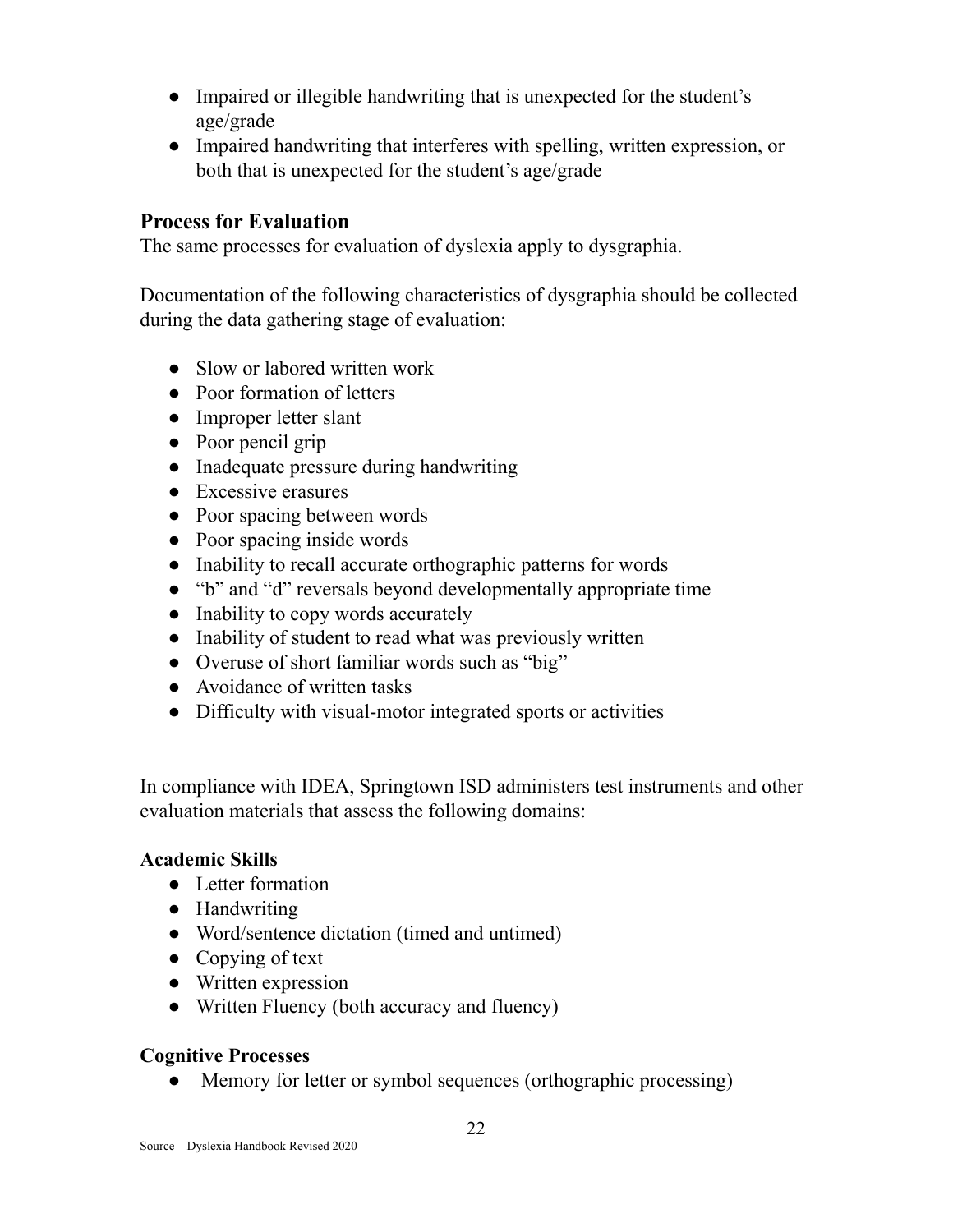- Impaired or illegible handwriting that is unexpected for the student's age/grade
- Impaired handwriting that interferes with spelling, written expression, or both that is unexpected for the student's age/grade

## Process for Evaluation

The same processes for evaluation of dyslexia apply to dysgraphia.

Documentation of the following characteristics of dysgraphia should be collected during the data gathering stage of evaluation:

- Slow or labored written work
- Poor formation of letters
- Improper letter slant
- Poor pencil grip
- Inadequate pressure during handwriting
- Excessive erasures
- Poor spacing between words
- Poor spacing inside words
- Inability to recall accurate orthographic patterns for words
- "b" and "d" reversals beyond developmentally appropriate time
- Inability to copy words accurately
- Inability of student to read what was previously written
- Overuse of short familiar words such as "big"
- Avoidance of written tasks
- Difficulty with visual-motor integrated sports or activities

In compliance with IDEA, Springtown ISD administers test instruments and other evaluation materials that assess the following domains:

**Academic Skills**

- Letter formation
- Handwriting
- Word/sentence dictation (timed and untimed)
- Copying of text
- Written expression
- Written Fluency (both accuracy and fluency)

**Cognitive Processes**

- Memory for letter or symbol sequences (orthographic processing)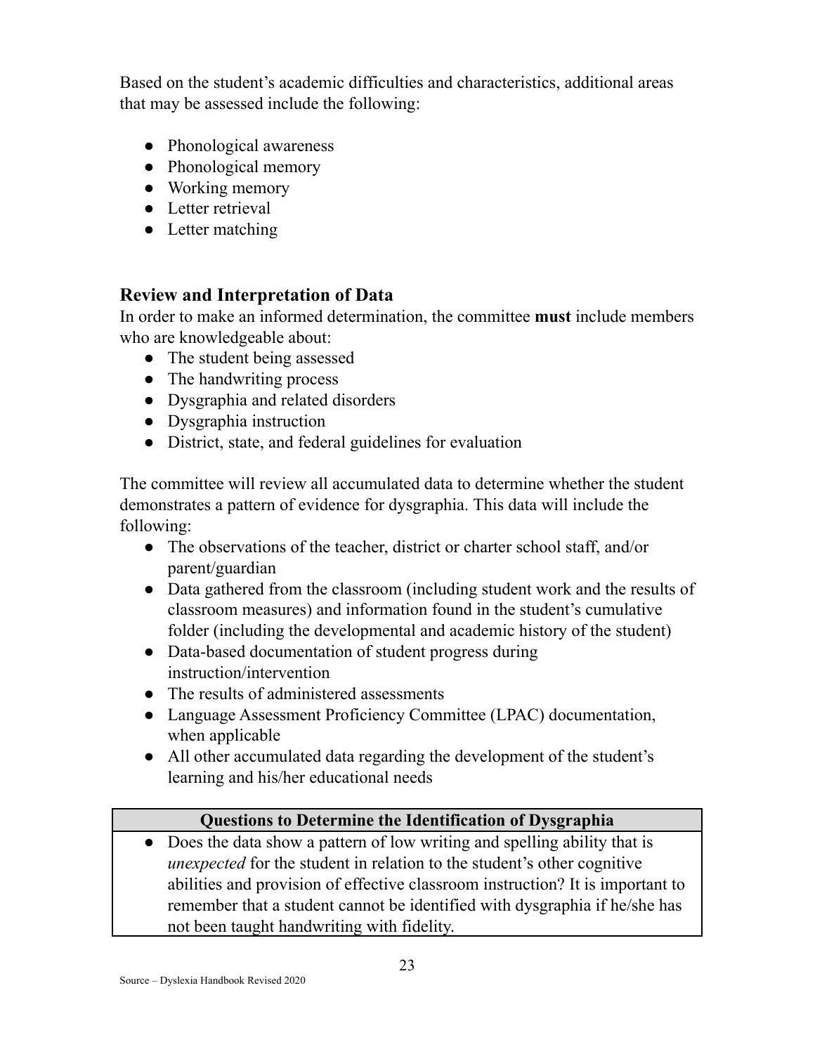Based on the student's academic difficulties and characteristics, additional areas that may be assessed include the following:

- Phonological awareness
- Phonological memory
- Working memory
- Letter retrieval
- Letter matching

### Review and Interpretation of Data

In order to make an informed determination, the committee **must** include members who are knowledgeable about:

- The student being assessed
- The handwriting process
- Dysgraphia and related disorders
- Dysgraphia instruction
- District, state, and federal guidelines for evaluation

The committee will review all accumulated data to determine whether the student demonstrates a pattern of evidence for dysgraphia. This data will include the following:

- The observations of the teacher, district or charter school staff, and/or parent/guardian
- Data gathered from the classroom (including student work and the results of classroom measures) and information found in the student's cumulative folder (including the developmental and academic history of the student)
- Data-based documentation of student progress during instruction/intervention
- The results of administered assessments
- Language Assessment Proficiency Committee (LPAC) documentation, when applicable
- All other accumulated data regarding the development of the student's learning and his/her educational needs

| **Questions to Determine the Identification of Dysgraphia** |
| --- |
| • Does the data show a pattern of low writing and spelling ability that is *unexpected* for the student in relation to the student's other cognitive abilities and provision of effective classroom instruction? It is important to remember that a student cannot be identified with dysgraphia if he/she has not been taught handwriting with fidelity. |

Source – Dyslexia Handbook Revised 2020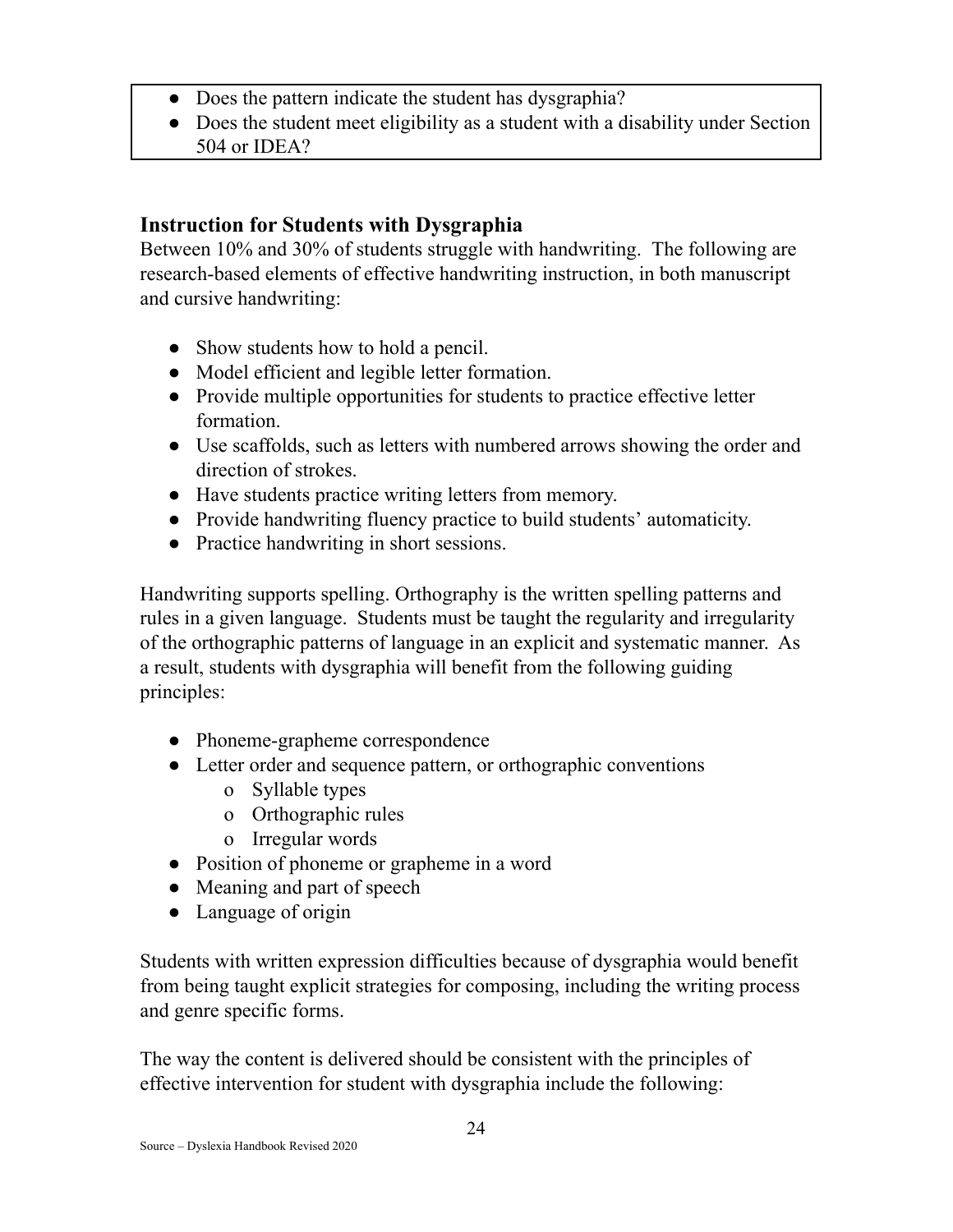- Does the pattern indicate the student has dysgraphia?
- Does the student meet eligibility as a student with a disability under Section 504 or IDEA?

### Instruction for Students with Dysgraphia

Between 10% and 30% of students struggle with handwriting. The following are research-based elements of effective handwriting instruction, in both manuscript and cursive handwriting:

- Show students how to hold a pencil.
- Model efficient and legible letter formation.
- Provide multiple opportunities for students to practice effective letter formation.
- Use scaffolds, such as letters with numbered arrows showing the order and direction of strokes.
- Have students practice writing letters from memory.
- Provide handwriting fluency practice to build students' automaticity.
- Practice handwriting in short sessions.

Handwriting supports spelling. Orthography is the written spelling patterns and rules in a given language. Students must be taught the regularity and irregularity of the orthographic patterns of language in an explicit and systematic manner. As a result, students with dysgraphia will benefit from the following guiding principles:

- Phoneme-grapheme correspondence
- Letter order and sequence pattern, or orthographic conventions
    - Syllable types
    - Orthographic rules
    - Irregular words
- Position of phoneme or grapheme in a word
- Meaning and part of speech
- Language of origin

Students with written expression difficulties because of dysgraphia would benefit from being taught explicit strategies for composing, including the writing process and genre specific forms.

The way the content is delivered should be consistent with the principles of effective intervention for student with dysgraphia include the following:

Source – Dyslexia Handbook Revised 2020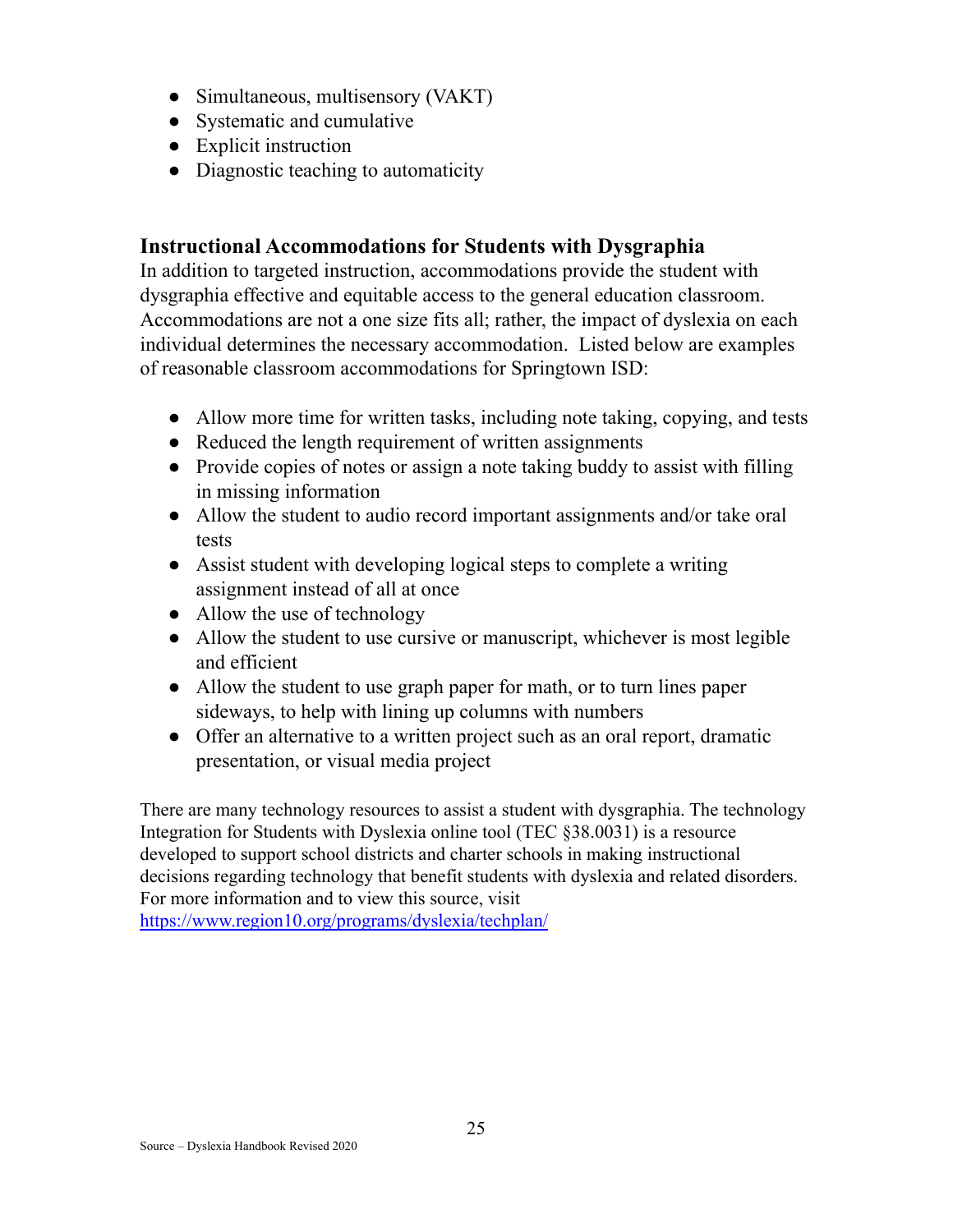- Simultaneous, multisensory (VAKT)
- Systematic and cumulative
- Explicit instruction
- Diagnostic teaching to automaticity

### Instructional Accommodations for Students with Dysgraphia

In addition to targeted instruction, accommodations provide the student with dysgraphia effective and equitable access to the general education classroom. Accommodations are not a one size fits all; rather, the impact of dyslexia on each individual determines the necessary accommodation. Listed below are examples of reasonable classroom accommodations for Springtown ISD:

- Allow more time for written tasks, including note taking, copying, and tests
- Reduced the length requirement of written assignments
- Provide copies of notes or assign a note taking buddy to assist with filling in missing information
- Allow the student to audio record important assignments and/or take oral tests
- Assist student with developing logical steps to complete a writing assignment instead of all at once
- Allow the use of technology
- Allow the student to use cursive or manuscript, whichever is most legible and efficient
- Allow the student to use graph paper for math, or to turn lines paper sideways, to help with lining up columns with numbers
- Offer an alternative to a written project such as an oral report, dramatic presentation, or visual media project

There are many technology resources to assist a student with dysgraphia. The technology Integration for Students with Dyslexia online tool (TEC §38.0031) is a resource developed to support school districts and charter schools in making instructional decisions regarding technology that benefit students with dyslexia and related disorders. For more information and to view this source, visit https://www.region10.org/programs/dyslexia/techplan/

Source – Dyslexia Handbook Revised 2020